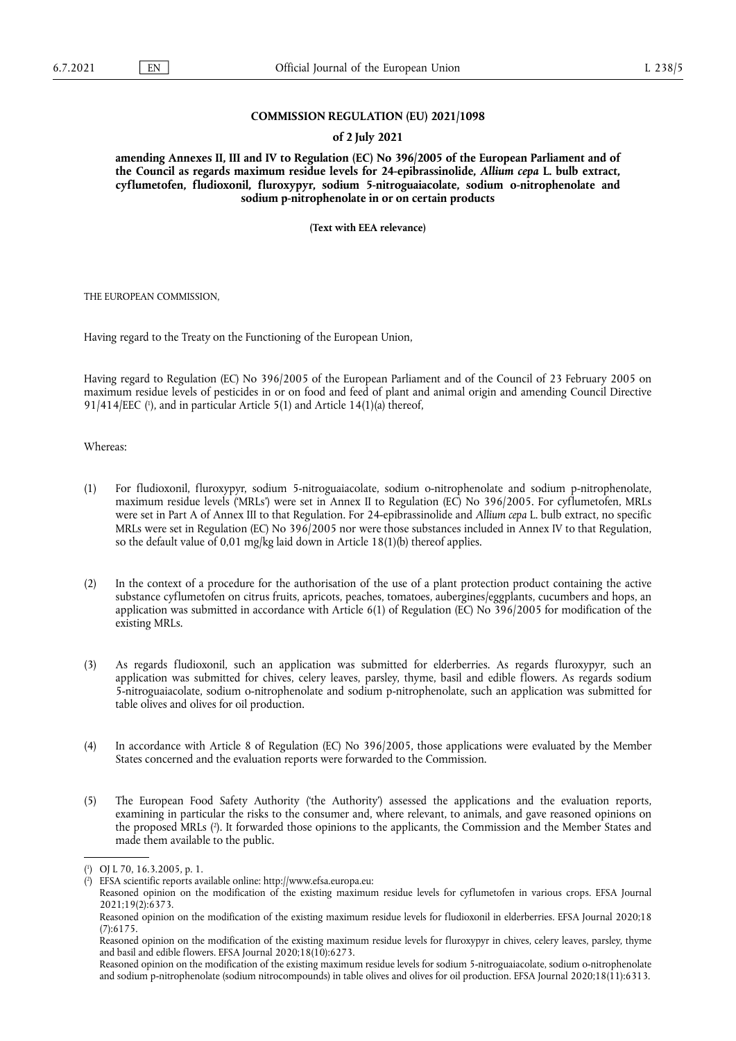**COMMISSION REGULATION (EU) 2021/1098**

**of 2 July 2021**

**amending Annexes II, III and IV to Regulation (EC) No 396/2005 of the European Parliament and of the Council as regards maximum residue levels for 24-epibrassinolide, *Allium cepa* L. bulb extract, cyflumetofen, fludioxonil, fluroxypyr, sodium 5-nitroguaiacolate, sodium o-nitrophenolate and sodium p-nitrophenolate in or on certain products**

**(Text with EEA relevance)**

THE EUROPEAN COMMISSION,

Having regard to the Treaty on the Functioning of the European Union,

Having regard to Regulation (EC) No 396/2005 of the European Parliament and of the Council of 23 February 2005 on maximum residue levels of pesticides in or on food and feed of plant and animal origin and amending Council Directive 91/414/EEC ([1]), and in particular Article 5(1) and Article 14(1)(a) thereof,

Whereas:

(1) For fludioxonil, fluroxypyr, sodium 5-nitroguaiacolate, sodium o-nitrophenolate and sodium p-nitrophenolate, maximum residue levels ('MRLs') were set in Annex II to Regulation (EC) No 396/2005. For cyflumetofen, MRLs were set in Part A of Annex III to that Regulation. For 24-epibrassinolide and *Allium cepa* L. bulb extract, no specific MRLs were set in Regulation (EC) No 396/2005 nor were those substances included in Annex IV to that Regulation, so the default value of 0,01 mg/kg laid down in Article 18(1)(b) thereof applies.

(2) In the context of a procedure for the authorisation of the use of a plant protection product containing the active substance cyflumetofen on citrus fruits, apricots, peaches, tomatoes, aubergines/eggplants, cucumbers and hops, an application was submitted in accordance with Article 6(1) of Regulation (EC) No 396/2005 for modification of the existing MRLs.

(3) As regards fludioxonil, such an application was submitted for elderberries. As regards fluroxypyr, such an application was submitted for chives, celery leaves, parsley, thyme, basil and edible flowers. As regards sodium 5-nitroguaiacolate, sodium o-nitrophenolate and sodium p-nitrophenolate, such an application was submitted for table olives and olives for oil production.

(4) In accordance with Article 8 of Regulation (EC) No 396/2005, those applications were evaluated by the Member States concerned and the evaluation reports were forwarded to the Commission.

(5) The European Food Safety Authority ('the Authority') assessed the applications and the evaluation reports, examining in particular the risks to the consumer and, where relevant, to animals, and gave reasoned opinions on the proposed MRLs ([2]). It forwarded those opinions to the applicants, the Commission and the Member States and made them available to the public.

---

([1]) OJ L 70, 16.3.2005, p. 1.

([2]) EFSA scientific reports available online: http://www.efsa.europa.eu:

Reasoned opinion on the modification of the existing maximum residue levels for cyflumetofen in various crops. EFSA Journal 2021;19(2):6373.

Reasoned opinion on the modification of the existing maximum residue levels for fludioxonil in elderberries. EFSA Journal 2020;18 (7):6175.

Reasoned opinion on the modification of the existing maximum residue levels for fluroxypyr in chives, celery leaves, parsley, thyme and basil and edible flowers. EFSA Journal 2020;18(10):6273.

Reasoned opinion on the modification of the existing maximum residue levels for sodium 5-nitroguaiacolate, sodium o-nitrophenolate and sodium p-nitrophenolate (sodium nitrocompounds) in table olives and olives for oil production. EFSA Journal 2020;18(11):6313.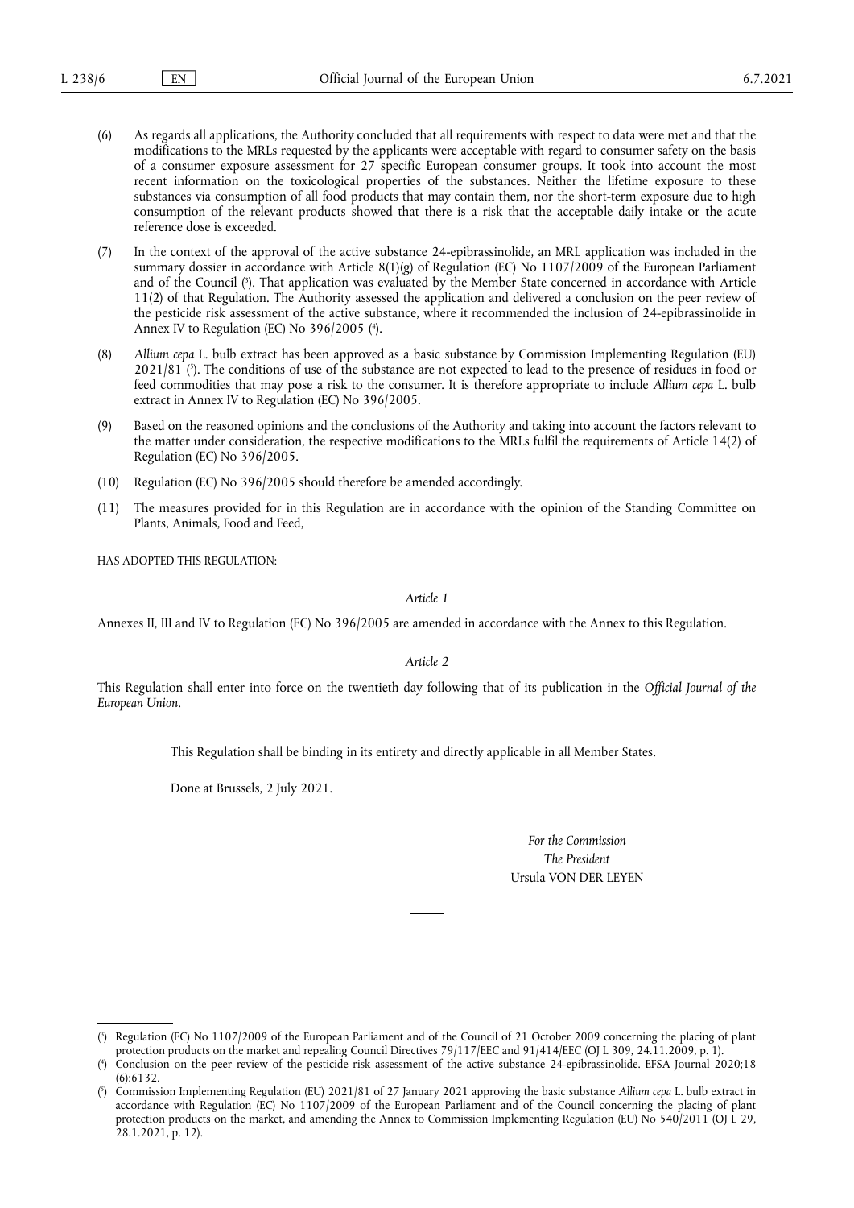(6) As regards all applications, the Authority concluded that all requirements with respect to data were met and that the modifications to the MRLs requested by the applicants were acceptable with regard to consumer safety on the basis of a consumer exposure assessment for 27 specific European consumer groups. It took into account the most recent information on the toxicological properties of the substances. Neither the lifetime exposure to these substances via consumption of all food products that may contain them, nor the short-term exposure due to high consumption of the relevant products showed that there is a risk that the acceptable daily intake or the acute reference dose is exceeded.

(7) In the context of the approval of the active substance 24-epibrassinolide, an MRL application was included in the summary dossier in accordance with Article 8(1)(g) of Regulation (EC) No 1107/2009 of the European Parliament and of the Council [3]. That application was evaluated by the Member State concerned in accordance with Article 11(2) of that Regulation. The Authority assessed the application and delivered a conclusion on the peer review of the pesticide risk assessment of the active substance, where it recommended the inclusion of 24-epibrassinolide in Annex IV to Regulation (EC) No 396/2005 [4].

(8) *Allium cepa* L. bulb extract has been approved as a basic substance by Commission Implementing Regulation (EU) 2021/81 [5]. The conditions of use of the substance are not expected to lead to the presence of residues in food or feed commodities that may pose a risk to the consumer. It is therefore appropriate to include *Allium cepa* L. bulb extract in Annex IV to Regulation (EC) No 396/2005.

(9) Based on the reasoned opinions and the conclusions of the Authority and taking into account the factors relevant to the matter under consideration, the respective modifications to the MRLs fulfil the requirements of Article 14(2) of Regulation (EC) No 396/2005.

(10) Regulation (EC) No 396/2005 should therefore be amended accordingly.

(11) The measures provided for in this Regulation are in accordance with the opinion of the Standing Committee on Plants, Animals, Food and Feed,

HAS ADOPTED THIS REGULATION:

*Article 1*

Annexes II, III and IV to Regulation (EC) No 396/2005 are amended in accordance with the Annex to this Regulation.

*Article 2*

This Regulation shall enter into force on the twentieth day following that of its publication in the *Official Journal of the European Union*.

This Regulation shall be binding in its entirety and directly applicable in all Member States.

Done at Brussels, 2 July 2021.

*For the Commission*
*The President*
Ursula VON DER LEYEN

---

[3] Regulation (EC) No 1107/2009 of the European Parliament and of the Council of 21 October 2009 concerning the placing of plant protection products on the market and repealing Council Directives 79/117/EEC and 91/414/EEC (OJ L 309, 24.11.2009, p. 1).

[4] Conclusion on the peer review of the pesticide risk assessment of the active substance 24-epibrassinolide. EFSA Journal 2020;18(6):6132.

[5] Commission Implementing Regulation (EU) 2021/81 of 27 January 2021 approving the basic substance *Allium cepa* L. bulb extract in accordance with Regulation (EC) No 1107/2009 of the European Parliament and of the Council concerning the placing of plant protection products on the market, and amending the Annex to Commission Implementing Regulation (EU) No 540/2011 (OJ L 29, 28.1.2021, p. 12).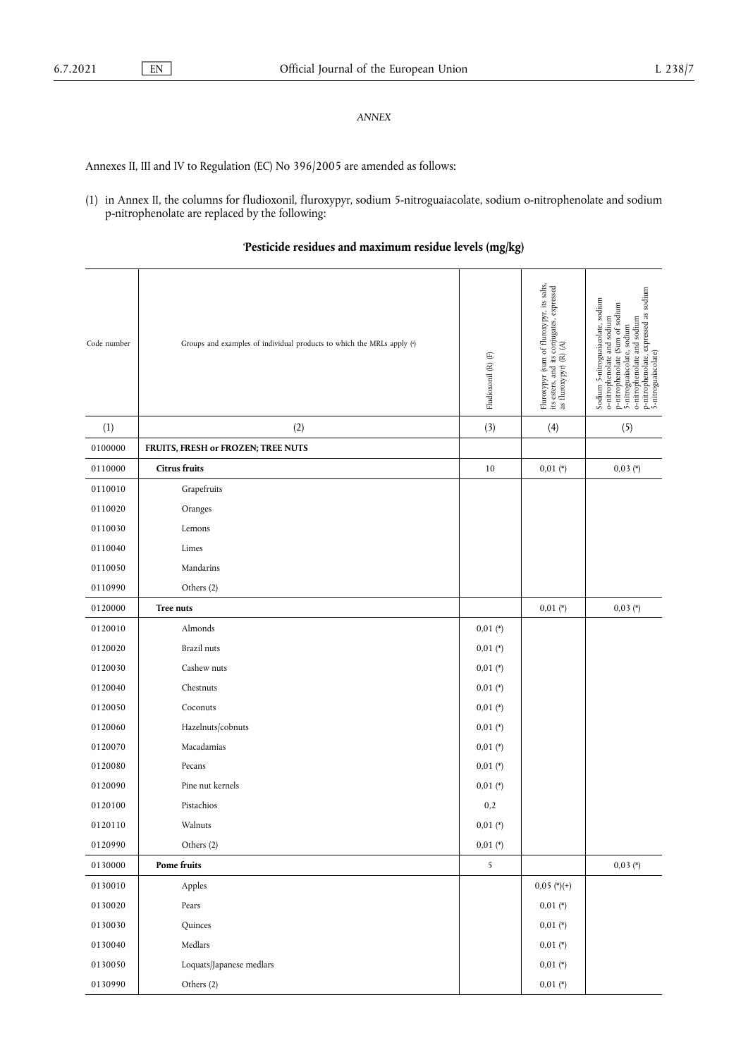*ANNEX*

Annexes II, III and IV to Regulation (EC) No 396/2005 are amended as follows:

(1) in Annex II, the columns for fludioxonil, fluroxypyr, sodium 5-nitroguaiacolate, sodium o-nitrophenolate and sodium p-nitrophenolate are replaced by the following:

'**Pesticide residues and maximum residue levels (mg/kg)**

| Code number | Groups and examples of individual products to which the MRLs apply (a) | Fludioxonil (R) (F) | Fluroxypyr (sum of fluroxypyr, its salts, its esters, and its conjugates, expressed as fluroxypyr) (R) (A) | Sodium 5-nitroguaiacolate, sodium o-nitrophenolate and sodium p-nitrophenolate (Sum of sodium 5-nitroguaiacolate, sodium o-nitrophenolate and sodium p-nitrophenolate, expressed as sodium 5-nitroguaiacolate) |
|---|---|---|---|---|
| (1) | (2) | (3) | (4) | (5) |
| 0100000 | **FRUITS, FRESH or FROZEN; TREE NUTS** | | | |
| 0110000 | **Citrus fruits** | 10 | 0,01 (*) | 0,03 (*) |
| 0110010 | Grapefruits | | | |
| 0110020 | Oranges | | | |
| 0110030 | Lemons | | | |
| 0110040 | Limes | | | |
| 0110050 | Mandarins | | | |
| 0110990 | Others (2) | | | |
| 0120000 | **Tree nuts** | | 0,01 (*) | 0,03 (*) |
| 0120010 | Almonds | 0,01 (*) | | |
| 0120020 | Brazil nuts | 0,01 (*) | | |
| 0120030 | Cashew nuts | 0,01 (*) | | |
| 0120040 | Chestnuts | 0,01 (*) | | |
| 0120050 | Coconuts | 0,01 (*) | | |
| 0120060 | Hazelnuts/cobnuts | 0,01 (*) | | |
| 0120070 | Macadamias | 0,01 (*) | | |
| 0120080 | Pecans | 0,01 (*) | | |
| 0120090 | Pine nut kernels | 0,01 (*) | | |
| 0120100 | Pistachios | 0,2 | | |
| 0120110 | Walnuts | 0,01 (*) | | |
| 0120990 | Others (2) | 0,01 (*) | | |
| 0130000 | **Pome fruits** | 5 | | 0,03 (*) |
| 0130010 | Apples | | 0,05 (*)(+) | |
| 0130020 | Pears | | 0,01 (*) | |
| 0130030 | Quinces | | 0,01 (*) | |
| 0130040 | Medlars | | 0,01 (*) | |
| 0130050 | Loquats/Japanese medlars | | 0,01 (*) | |
| 0130990 | Others (2) | | 0,01 (*) | |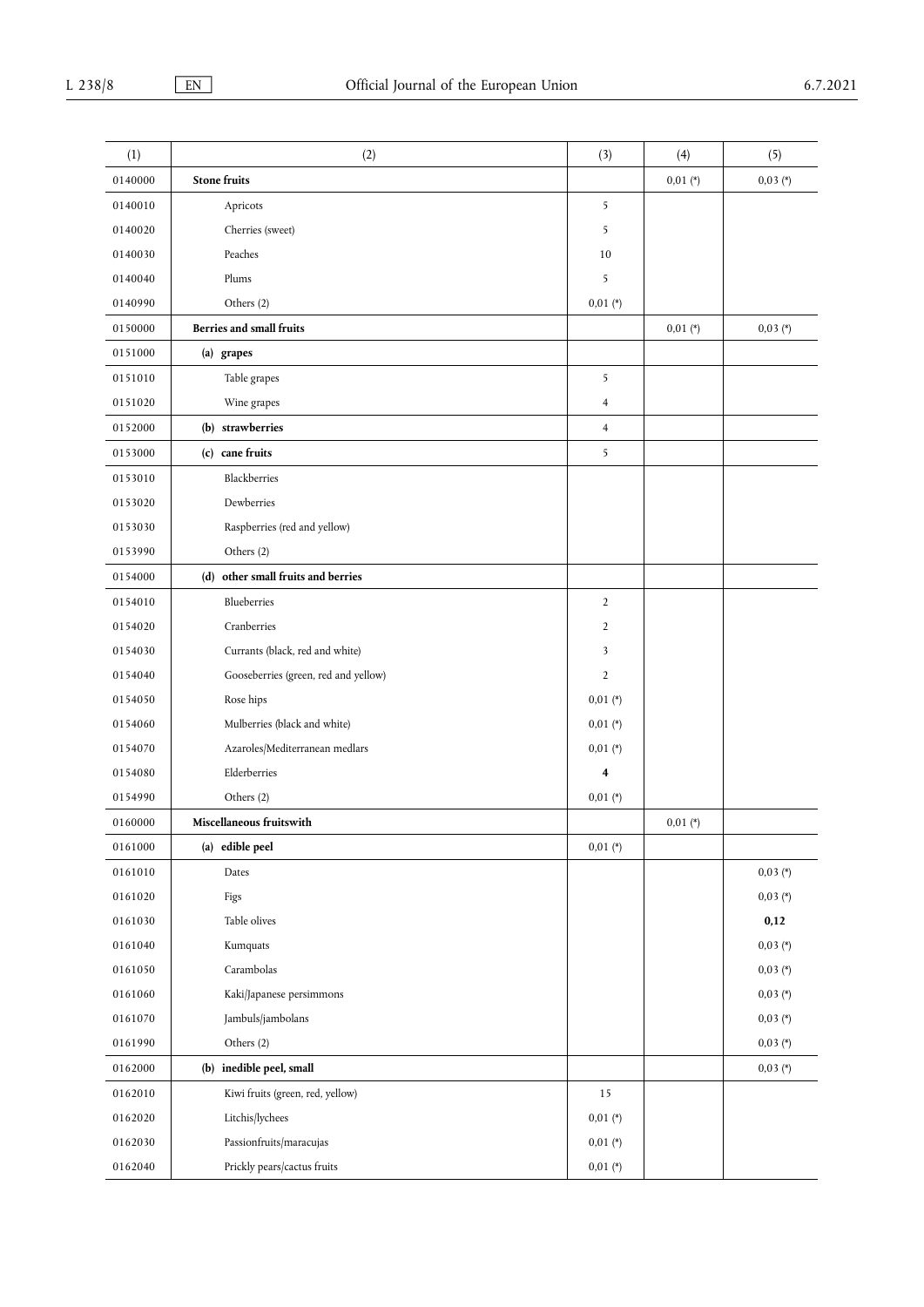| (1) | (2) | (3) | (4) | (5) |
|---|---|---|---|---|
| 0140000 | **Stone fruits** | | 0,01 (*) | 0,03 (*) |
| 0140010 | Apricots | 5 | | |
| 0140020 | Cherries (sweet) | 5 | | |
| 0140030 | Peaches | 10 | | |
| 0140040 | Plums | 5 | | |
| 0140990 | Others (2) | 0,01 (*) | | |
| 0150000 | **Berries and small fruits** | | 0,01 (*) | 0,03 (*) |
| 0151000 | **(a) grapes** | | | |
| 0151010 | Table grapes | 5 | | |
| 0151020 | Wine grapes | 4 | | |
| 0152000 | **(b) strawberries** | 4 | | |
| 0153000 | **(c) cane fruits** | 5 | | |
| 0153010 | Blackberries | | | |
| 0153020 | Dewberries | | | |
| 0153030 | Raspberries (red and yellow) | | | |
| 0153990 | Others (2) | | | |
| 0154000 | **(d) other small fruits and berries** | | | |
| 0154010 | Blueberries | 2 | | |
| 0154020 | Cranberries | 2 | | |
| 0154030 | Currants (black, red and white) | 3 | | |
| 0154040 | Gooseberries (green, red and yellow) | 2 | | |
| 0154050 | Rose hips | 0,01 (*) | | |
| 0154060 | Mulberries (black and white) | 0,01 (*) | | |
| 0154070 | Azaroles/Mediterranean medlars | 0,01 (*) | | |
| 0154080 | Elderberries | **4** | | |
| 0154990 | Others (2) | 0,01 (*) | | |
| 0160000 | **Miscellaneous fruitswith** | | 0,01 (*) | |
| 0161000 | **(a) edible peel** | 0,01 (*) | | |
| 0161010 | Dates | | | 0,03 (*) |
| 0161020 | Figs | | | 0,03 (*) |
| 0161030 | Table olives | | | **0,12** |
| 0161040 | Kumquats | | | 0,03 (*) |
| 0161050 | Carambolas | | | 0,03 (*) |
| 0161060 | Kaki/Japanese persimmons | | | 0,03 (*) |
| 0161070 | Jambuls/jambolans | | | 0,03 (*) |
| 0161990 | Others (2) | | | 0,03 (*) |
| 0162000 | **(b) inedible peel, small** | | | 0,03 (*) |
| 0162010 | Kiwi fruits (green, red, yellow) | 15 | | |
| 0162020 | Litchis/lychees | 0,01 (*) | | |
| 0162030 | Passionfruits/maracujas | 0,01 (*) | | |
| 0162040 | Prickly pears/cactus fruits | 0,01 (*) | | |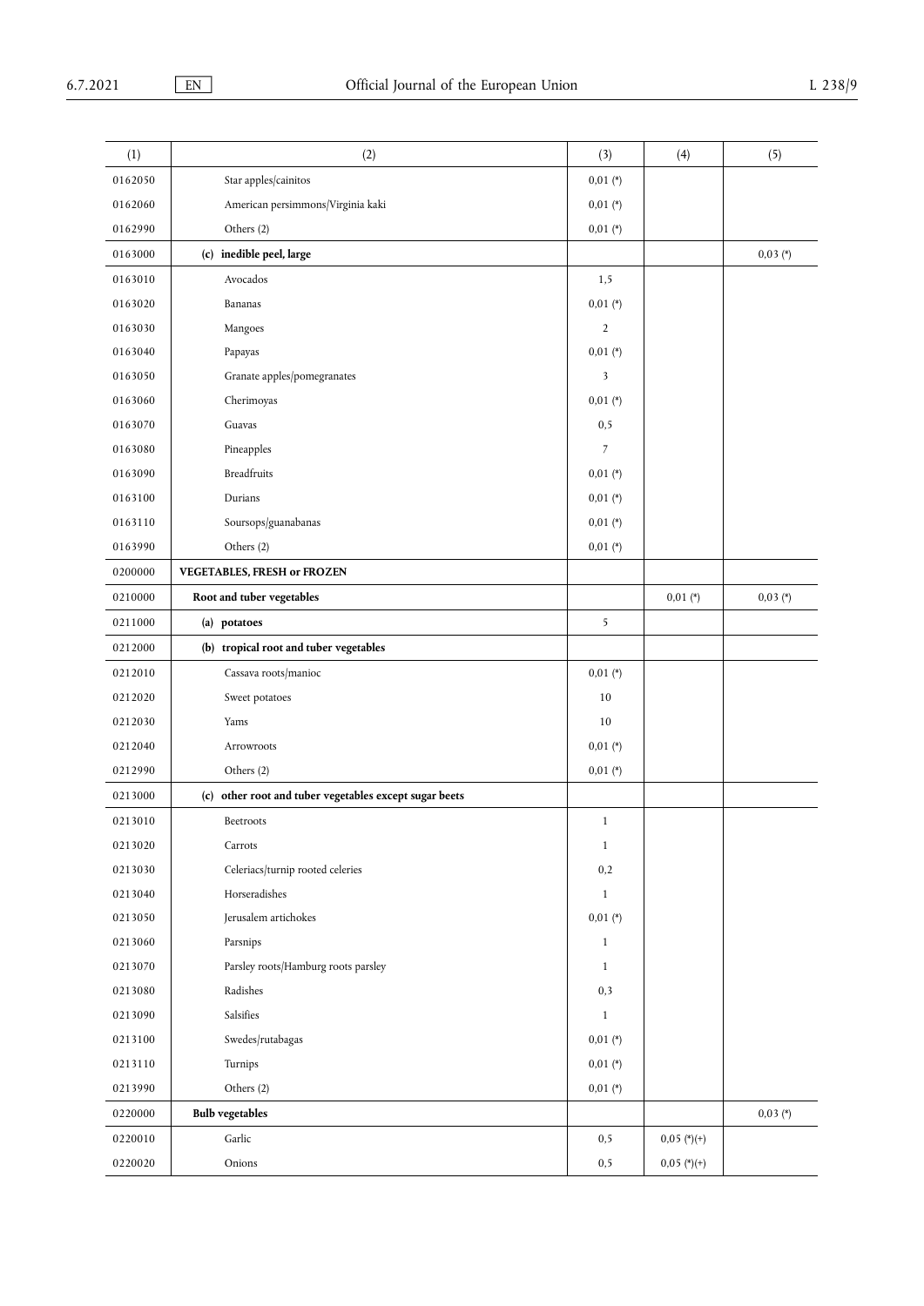| (1) | (2) | (3) | (4) | (5) |
|---|---|---|---|---|
| 0162050 | Star apples/cainitos | 0,01 (*) | | |
| 0162060 | American persimmons/Virginia kaki | 0,01 (*) | | |
| 0162990 | Others (2) | 0,01 (*) | | |
| 0163000 | **(c) inedible peel, large** | | | 0,03 (*) |
| 0163010 | Avocados | 1,5 | | |
| 0163020 | Bananas | 0,01 (*) | | |
| 0163030 | Mangoes | 2 | | |
| 0163040 | Papayas | 0,01 (*) | | |
| 0163050 | Granate apples/pomegranates | 3 | | |
| 0163060 | Cherimoyas | 0,01 (*) | | |
| 0163070 | Guavas | 0,5 | | |
| 0163080 | Pineapples | 7 | | |
| 0163090 | Breadfruits | 0,01 (*) | | |
| 0163100 | Durians | 0,01 (*) | | |
| 0163110 | Soursops/guanabanas | 0,01 (*) | | |
| 0163990 | Others (2) | 0,01 (*) | | |
| 0200000 | **VEGETABLES, FRESH or FROZEN** | | | |
| 0210000 | **Root and tuber vegetables** | | 0,01 (*) | 0,03 (*) |
| 0211000 | **(a) potatoes** | 5 | | |
| 0212000 | **(b) tropical root and tuber vegetables** | | | |
| 0212010 | Cassava roots/manioc | 0,01 (*) | | |
| 0212020 | Sweet potatoes | 10 | | |
| 0212030 | Yams | 10 | | |
| 0212040 | Arrowroots | 0,01 (*) | | |
| 0212990 | Others (2) | 0,01 (*) | | |
| 0213000 | **(c) other root and tuber vegetables except sugar beets** | | | |
| 0213010 | Beetroots | 1 | | |
| 0213020 | Carrots | 1 | | |
| 0213030 | Celeriacs/turnip rooted celeries | 0,2 | | |
| 0213040 | Horseradishes | 1 | | |
| 0213050 | Jerusalem artichokes | 0,01 (*) | | |
| 0213060 | Parsnips | 1 | | |
| 0213070 | Parsley roots/Hamburg roots parsley | 1 | | |
| 0213080 | Radishes | 0,3 | | |
| 0213090 | Salsifies | 1 | | |
| 0213100 | Swedes/rutabagas | 0,01 (*) | | |
| 0213110 | Turnips | 0,01 (*) | | |
| 0213990 | Others (2) | 0,01 (*) | | |
| 0220000 | **Bulb vegetables** | | | 0,03 (*) |
| 0220010 | Garlic | 0,5 | 0,05 (*)(+) | |
| 0220020 | Onions | 0,5 | 0,05 (*)(+) | |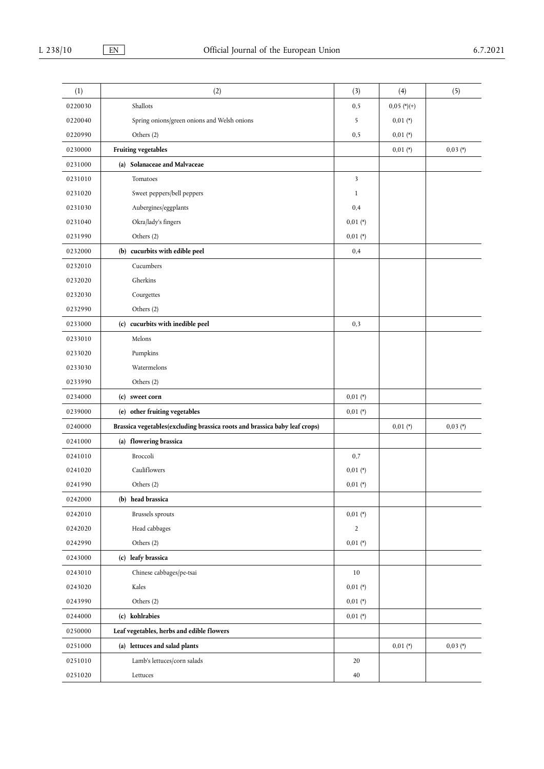| (1) | (2) | (3) | (4) | (5) |
|---|---|---|---|---|
| 0220030 | Shallots | 0,5 | 0,05 (*)(+) | |
| 0220040 | Spring onions/green onions and Welsh onions | 5 | 0,01 (*) | |
| 0220990 | Others (2) | 0,5 | 0,01 (*) | |
| 0230000 | **Fruiting vegetables** | | 0,01 (*) | 0,03 (*) |
| 0231000 | **(a) Solanaceae and Malvaceae** | | | |
| 0231010 | Tomatoes | 3 | | |
| 0231020 | Sweet peppers/bell peppers | 1 | | |
| 0231030 | Aubergines/eggplants | 0,4 | | |
| 0231040 | Okra/lady's fingers | 0,01 (*) | | |
| 0231990 | Others (2) | 0,01 (*) | | |
| 0232000 | **(b) cucurbits with edible peel** | 0,4 | | |
| 0232010 | Cucumbers | | | |
| 0232020 | Gherkins | | | |
| 0232030 | Courgettes | | | |
| 0232990 | Others (2) | | | |
| 0233000 | **(c) cucurbits with inedible peel** | 0,3 | | |
| 0233010 | Melons | | | |
| 0233020 | Pumpkins | | | |
| 0233030 | Watermelons | | | |
| 0233990 | Others (2) | | | |
| 0234000 | **(c) sweet corn** | 0,01 (*) | | |
| 0239000 | **(e) other fruiting vegetables** | 0,01 (*) | | |
| 0240000 | **Brassica vegetables(excluding brassica roots and brassica baby leaf crops)** | | 0,01 (*) | 0,03 (*) |
| 0241000 | **(a) flowering brassica** | | | |
| 0241010 | Broccoli | 0,7 | | |
| 0241020 | Cauliflowers | 0,01 (*) | | |
| 0241990 | Others (2) | 0,01 (*) | | |
| 0242000 | **(b) head brassica** | | | |
| 0242010 | Brussels sprouts | 0,01 (*) | | |
| 0242020 | Head cabbages | 2 | | |
| 0242990 | Others (2) | 0,01 (*) | | |
| 0243000 | **(c) leafy brassica** | | | |
| 0243010 | Chinese cabbages/pe-tsai | 10 | | |
| 0243020 | Kales | 0,01 (*) | | |
| 0243990 | Others (2) | 0,01 (*) | | |
| 0244000 | **(c) kohlrabies** | 0,01 (*) | | |
| 0250000 | **Leaf vegetables, herbs and edible flowers** | | | |
| 0251000 | **(a) lettuces and salad plants** | | 0,01 (*) | 0,03 (*) |
| 0251010 | Lamb's lettuces/corn salads | 20 | | |
| 0251020 | Lettuces | 40 | | |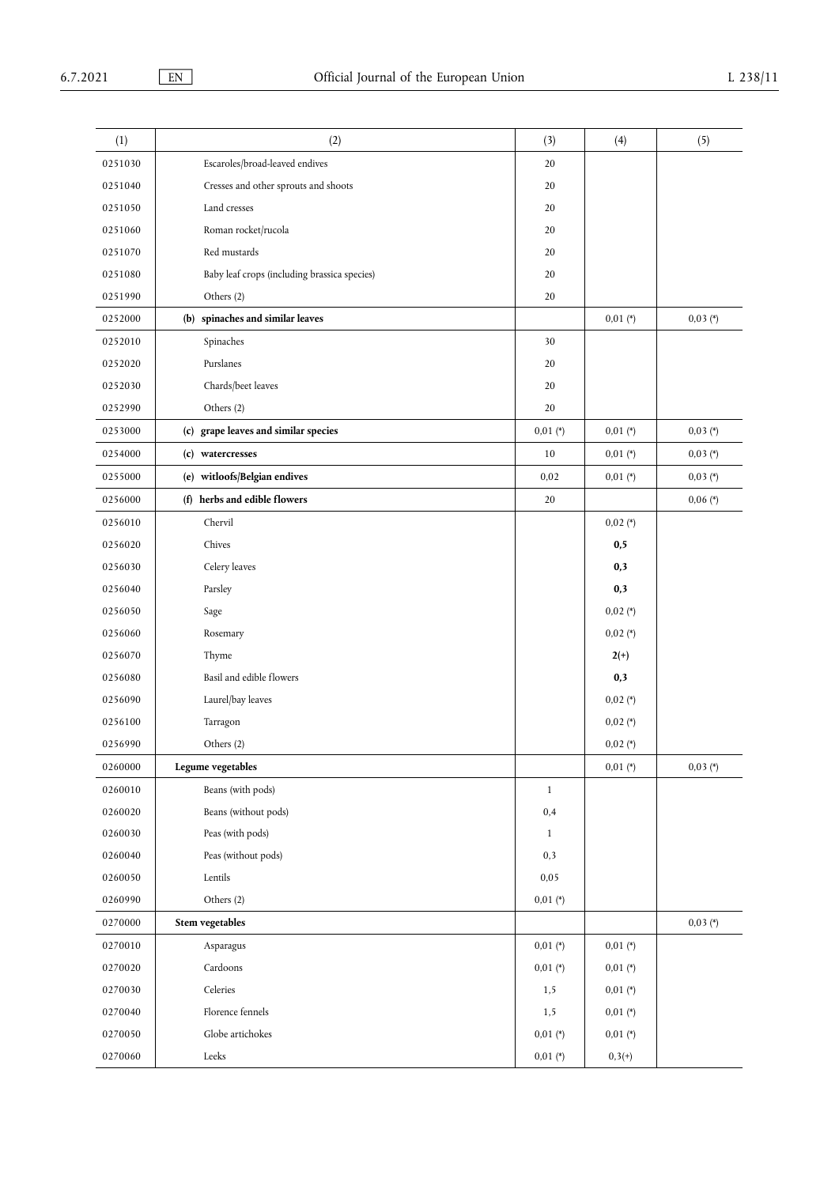| (1) | (2) | (3) | (4) | (5) |
|---|---|---|---|---|
| 0251030 | Escaroles/broad-leaved endives | 20 | | |
| 0251040 | Cresses and other sprouts and shoots | 20 | | |
| 0251050 | Land cresses | 20 | | |
| 0251060 | Roman rocket/rucola | 20 | | |
| 0251070 | Red mustards | 20 | | |
| 0251080 | Baby leaf crops (including brassica species) | 20 | | |
| 0251990 | Others (2) | 20 | | |
| 0252000 | **(b) spinaches and similar leaves** | | 0,01 (*) | 0,03 (*) |
| 0252010 | Spinaches | 30 | | |
| 0252020 | Purslanes | 20 | | |
| 0252030 | Chards/beet leaves | 20 | | |
| 0252990 | Others (2) | 20 | | |
| 0253000 | **(c) grape leaves and similar species** | 0,01 (*) | 0,01 (*) | 0,03 (*) |
| 0254000 | **(c) watercresses** | 10 | 0,01 (*) | 0,03 (*) |
| 0255000 | **(e) witloofs/Belgian endives** | 0,02 | 0,01 (*) | 0,03 (*) |
| 0256000 | **(f) herbs and edible flowers** | 20 | | 0,06 (*) |
| 0256010 | Chervil | | 0,02 (*) | |
| 0256020 | Chives | | **0,5** | |
| 0256030 | Celery leaves | | **0,3** | |
| 0256040 | Parsley | | **0,3** | |
| 0256050 | Sage | | 0,02 (*) | |
| 0256060 | Rosemary | | 0,02 (*) | |
| 0256070 | Thyme | | **2(+)** | |
| 0256080 | Basil and edible flowers | | **0,3** | |
| 0256090 | Laurel/bay leaves | | 0,02 (*) | |
| 0256100 | Tarragon | | 0,02 (*) | |
| 0256990 | Others (2) | | 0,02 (*) | |
| 0260000 | **Legume vegetables** | | 0,01 (*) | 0,03 (*) |
| 0260010 | Beans (with pods) | 1 | | |
| 0260020 | Beans (without pods) | 0,4 | | |
| 0260030 | Peas (with pods) | 1 | | |
| 0260040 | Peas (without pods) | 0,3 | | |
| 0260050 | Lentils | 0,05 | | |
| 0260990 | Others (2) | 0,01 (*) | | |
| 0270000 | **Stem vegetables** | | | 0,03 (*) |
| 0270010 | Asparagus | 0,01 (*) | 0,01 (*) | |
| 0270020 | Cardoons | 0,01 (*) | 0,01 (*) | |
| 0270030 | Celeries | 1,5 | 0,01 (*) | |
| 0270040 | Florence fennels | 1,5 | 0,01 (*) | |
| 0270050 | Globe artichokes | 0,01 (*) | 0,01 (*) | |
| 0270060 | Leeks | 0,01 (*) | 0,3(+) | |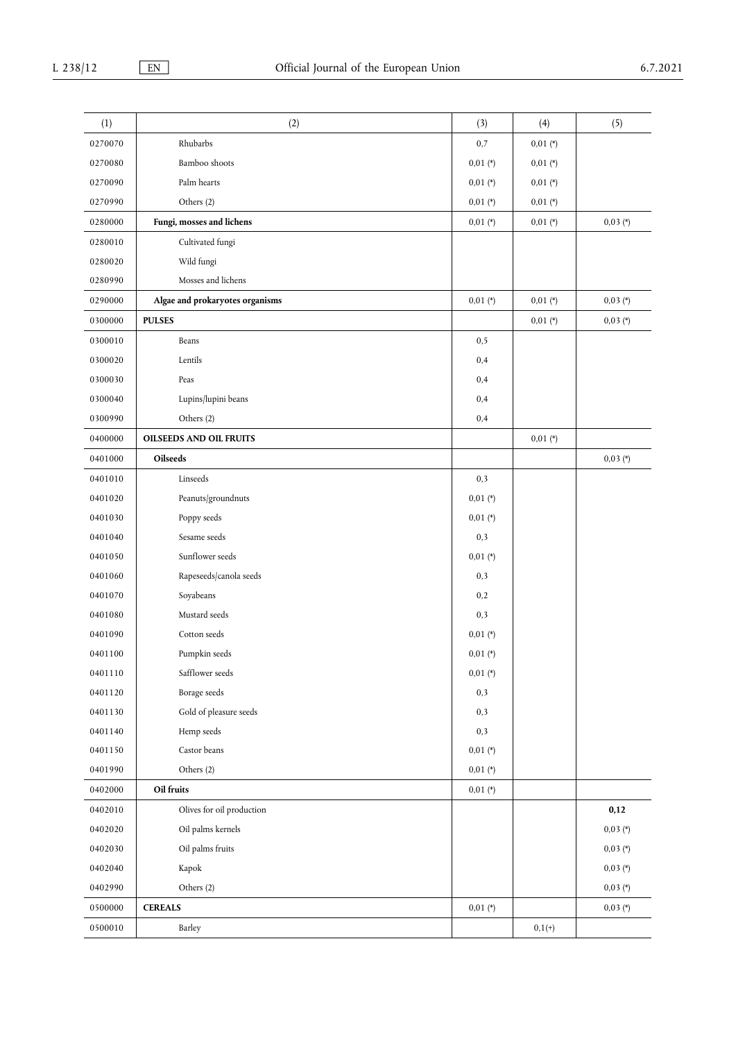| (1) | (2) | (3) | (4) | (5) |
|---|---|---|---|---|
| 0270070 | Rhubarbs | 0,7 | 0,01 (*) | |
| 0270080 | Bamboo shoots | 0,01 (*) | 0,01 (*) | |
| 0270090 | Palm hearts | 0,01 (*) | 0,01 (*) | |
| 0270990 | Others (2) | 0,01 (*) | 0,01 (*) | |
| 0280000 | **Fungi, mosses and lichens** | 0,01 (*) | 0,01 (*) | 0,03 (*) |
| 0280010 | Cultivated fungi | | | |
| 0280020 | Wild fungi | | | |
| 0280990 | Mosses and lichens | | | |
| 0290000 | **Algae and prokaryotes organisms** | 0,01 (*) | 0,01 (*) | 0,03 (*) |
| 0300000 | **PULSES** | | 0,01 (*) | 0,03 (*) |
| 0300010 | Beans | 0,5 | | |
| 0300020 | Lentils | 0,4 | | |
| 0300030 | Peas | 0,4 | | |
| 0300040 | Lupins/lupini beans | 0,4 | | |
| 0300990 | Others (2) | 0,4 | | |
| 0400000 | **OILSEEDS AND OIL FRUITS** | | 0,01 (*) | |
| 0401000 | **Oilseeds** | | | 0,03 (*) |
| 0401010 | Linseeds | 0,3 | | |
| 0401020 | Peanuts/groundnuts | 0,01 (*) | | |
| 0401030 | Poppy seeds | 0,01 (*) | | |
| 0401040 | Sesame seeds | 0,3 | | |
| 0401050 | Sunflower seeds | 0,01 (*) | | |
| 0401060 | Rapeseeds/canola seeds | 0,3 | | |
| 0401070 | Soyabeans | 0,2 | | |
| 0401080 | Mustard seeds | 0,3 | | |
| 0401090 | Cotton seeds | 0,01 (*) | | |
| 0401100 | Pumpkin seeds | 0,01 (*) | | |
| 0401110 | Safflower seeds | 0,01 (*) | | |
| 0401120 | Borage seeds | 0,3 | | |
| 0401130 | Gold of pleasure seeds | 0,3 | | |
| 0401140 | Hemp seeds | 0,3 | | |
| 0401150 | Castor beans | 0,01 (*) | | |
| 0401990 | Others (2) | 0,01 (*) | | |
| 0402000 | **Oil fruits** | 0,01 (*) | | |
| 0402010 | Olives for oil production | | | **0,12** |
| 0402020 | Oil palms kernels | | | 0,03 (*) |
| 0402030 | Oil palms fruits | | | 0,03 (*) |
| 0402040 | Kapok | | | 0,03 (*) |
| 0402990 | Others (2) | | | 0,03 (*) |
| 0500000 | **CEREALS** | 0,01 (*) | | 0,03 (*) |
| 0500010 | Barley | | 0,1(+) | |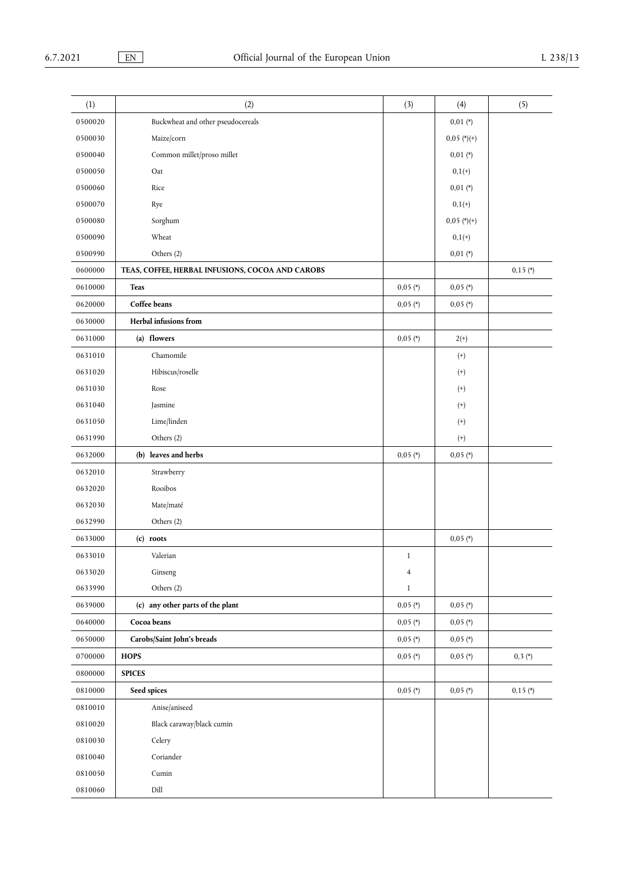| (1) | (2) | (3) | (4) | (5) |
|---|---|---|---|---|
| 0500020 | Buckwheat and other pseudocereals | | 0,01 (*) | |
| 0500030 | Maize/corn | | 0,05 (*)(+) | |
| 0500040 | Common millet/proso millet | | 0,01 (*) | |
| 0500050 | Oat | | 0,1(+) | |
| 0500060 | Rice | | 0,01 (*) | |
| 0500070 | Rye | | 0,1(+) | |
| 0500080 | Sorghum | | 0,05 (*)(+) | |
| 0500090 | Wheat | | 0,1(+) | |
| 0500990 | Others (2) | | 0,01 (*) | |
| 0600000 | **TEAS, COFFEE, HERBAL INFUSIONS, COCOA AND CAROBS** | | | 0,15 (*) |
| 0610000 | **Teas** | 0,05 (*) | 0,05 (*) | |
| 0620000 | **Coffee beans** | 0,05 (*) | 0,05 (*) | |
| 0630000 | **Herbal infusions from** | | | |
| 0631000 | **(a) flowers** | 0,05 (*) | 2(+) | |
| 0631010 | Chamomile | | (+) | |
| 0631020 | Hibiscus/roselle | | (+) | |
| 0631030 | Rose | | (+) | |
| 0631040 | Jasmine | | (+) | |
| 0631050 | Lime/linden | | (+) | |
| 0631990 | Others (2) | | (+) | |
| 0632000 | **(b) leaves and herbs** | 0,05 (*) | 0,05 (*) | |
| 0632010 | Strawberry | | | |
| 0632020 | Rooibos | | | |
| 0632030 | Mate/maté | | | |
| 0632990 | Others (2) | | | |
| 0633000 | **(c) roots** | | 0,05 (*) | |
| 0633010 | Valerian | 1 | | |
| 0633020 | Ginseng | 4 | | |
| 0633990 | Others (2) | 1 | | |
| 0639000 | **(c) any other parts of the plant** | 0,05 (*) | 0,05 (*) | |
| 0640000 | **Cocoa beans** | 0,05 (*) | 0,05 (*) | |
| 0650000 | **Carobs/Saint John's breads** | 0,05 (*) | 0,05 (*) | |
| 0700000 | **HOPS** | 0,05 (*) | 0,05 (*) | 0,3 (*) |
| 0800000 | **SPICES** | | | |
| 0810000 | **Seed spices** | 0,05 (*) | 0,05 (*) | 0,15 (*) |
| 0810010 | Anise/aniseed | | | |
| 0810020 | Black caraway/black cumin | | | |
| 0810030 | Celery | | | |
| 0810040 | Coriander | | | |
| 0810050 | Cumin | | | |
| 0810060 | Dill | | | |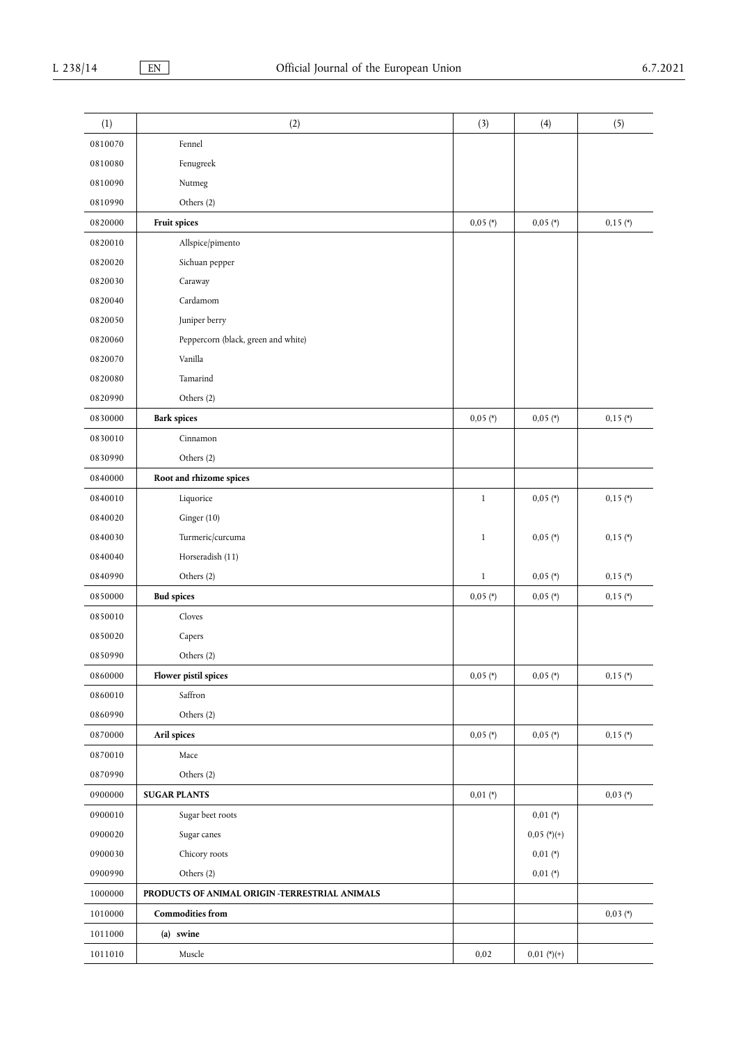| (1) | (2) | (3) | (4) | (5) |
|---|---|---|---|---|
| 0810070 | Fennel | | | |
| 0810080 | Fenugreek | | | |
| 0810090 | Nutmeg | | | |
| 0810990 | Others (2) | | | |
| 0820000 | **Fruit spices** | 0,05 (*) | 0,05 (*) | 0,15 (*) |
| 0820010 | Allspice/pimento | | | |
| 0820020 | Sichuan pepper | | | |
| 0820030 | Caraway | | | |
| 0820040 | Cardamom | | | |
| 0820050 | Juniper berry | | | |
| 0820060 | Peppercorn (black, green and white) | | | |
| 0820070 | Vanilla | | | |
| 0820080 | Tamarind | | | |
| 0820990 | Others (2) | | | |
| 0830000 | **Bark spices** | 0,05 (*) | 0,05 (*) | 0,15 (*) |
| 0830010 | Cinnamon | | | |
| 0830990 | Others (2) | | | |
| 0840000 | **Root and rhizome spices** | | | |
| 0840010 | Liquorice | 1 | 0,05 (*) | 0,15 (*) |
| 0840020 | Ginger (10) | | | |
| 0840030 | Turmeric/curcuma | 1 | 0,05 (*) | 0,15 (*) |
| 0840040 | Horseradish (11) | | | |
| 0840990 | Others (2) | 1 | 0,05 (*) | 0,15 (*) |
| 0850000 | **Bud spices** | 0,05 (*) | 0,05 (*) | 0,15 (*) |
| 0850010 | Cloves | | | |
| 0850020 | Capers | | | |
| 0850990 | Others (2) | | | |
| 0860000 | **Flower pistil spices** | 0,05 (*) | 0,05 (*) | 0,15 (*) |
| 0860010 | Saffron | | | |
| 0860990 | Others (2) | | | |
| 0870000 | **Aril spices** | 0,05 (*) | 0,05 (*) | 0,15 (*) |
| 0870010 | Mace | | | |
| 0870990 | Others (2) | | | |
| 0900000 | **SUGAR PLANTS** | 0,01 (*) | | 0,03 (*) |
| 0900010 | Sugar beet roots | | 0,01 (*) | |
| 0900020 | Sugar canes | | 0,05 (*)(+) | |
| 0900030 | Chicory roots | | 0,01 (*) | |
| 0900990 | Others (2) | | 0,01 (*) | |
| 1000000 | **PRODUCTS OF ANIMAL ORIGIN -TERRESTRIAL ANIMALS** | | | |
| 1010000 | **Commodities from** | | | 0,03 (*) |
| 1011000 | **(a) swine** | | | |
| 1011010 | Muscle | 0,02 | 0,01 (*)(+) | |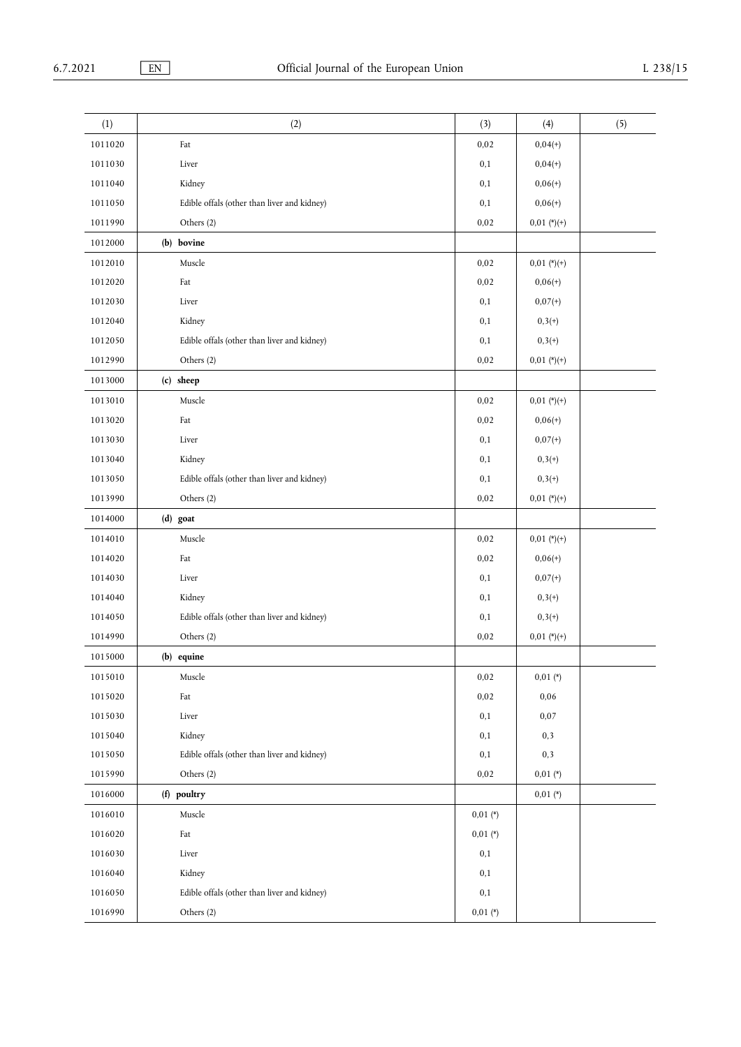| (1) | (2) | (3) | (4) | (5) |
|---|---|---|---|---|
| 1011020 | Fat | 0,02 | 0,04(+) | |
| 1011030 | Liver | 0,1 | 0,04(+) | |
| 1011040 | Kidney | 0,1 | 0,06(+) | |
| 1011050 | Edible offals (other than liver and kidney) | 0,1 | 0,06(+) | |
| 1011990 | Others (2) | 0,02 | 0,01 (*)(+) | |
| 1012000 | **(b) bovine** | | | |
| 1012010 | Muscle | 0,02 | 0,01 (*)(+) | |
| 1012020 | Fat | 0,02 | 0,06(+) | |
| 1012030 | Liver | 0,1 | 0,07(+) | |
| 1012040 | Kidney | 0,1 | 0,3(+) | |
| 1012050 | Edible offals (other than liver and kidney) | 0,1 | 0,3(+) | |
| 1012990 | Others (2) | 0,02 | 0,01 (*)(+) | |
| 1013000 | **(c) sheep** | | | |
| 1013010 | Muscle | 0,02 | 0,01 (*)(+) | |
| 1013020 | Fat | 0,02 | 0,06(+) | |
| 1013030 | Liver | 0,1 | 0,07(+) | |
| 1013040 | Kidney | 0,1 | 0,3(+) | |
| 1013050 | Edible offals (other than liver and kidney) | 0,1 | 0,3(+) | |
| 1013990 | Others (2) | 0,02 | 0,01 (*)(+) | |
| 1014000 | **(d) goat** | | | |
| 1014010 | Muscle | 0,02 | 0,01 (*)(+) | |
| 1014020 | Fat | 0,02 | 0,06(+) | |
| 1014030 | Liver | 0,1 | 0,07(+) | |
| 1014040 | Kidney | 0,1 | 0,3(+) | |
| 1014050 | Edible offals (other than liver and kidney) | 0,1 | 0,3(+) | |
| 1014990 | Others (2) | 0,02 | 0,01 (*)(+) | |
| 1015000 | **(b) equine** | | | |
| 1015010 | Muscle | 0,02 | 0,01 (*) | |
| 1015020 | Fat | 0,02 | 0,06 | |
| 1015030 | Liver | 0,1 | 0,07 | |
| 1015040 | Kidney | 0,1 | 0,3 | |
| 1015050 | Edible offals (other than liver and kidney) | 0,1 | 0,3 | |
| 1015990 | Others (2) | 0,02 | 0,01 (*) | |
| 1016000 | **(f) poultry** | | 0,01 (*) | |
| 1016010 | Muscle | 0,01 (*) | | |
| 1016020 | Fat | 0,01 (*) | | |
| 1016030 | Liver | 0,1 | | |
| 1016040 | Kidney | 0,1 | | |
| 1016050 | Edible offals (other than liver and kidney) | 0,1 | | |
| 1016990 | Others (2) | 0,01 (*) | | |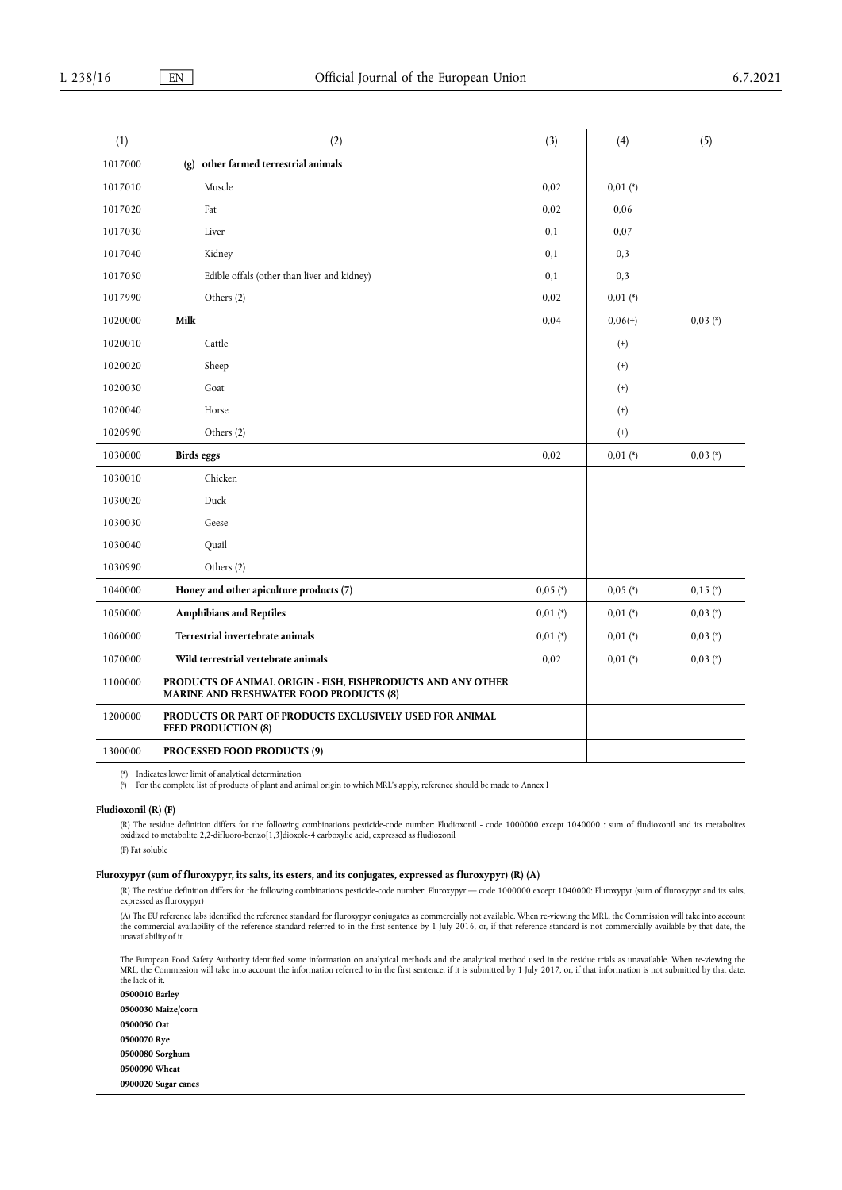| (1) | (2) | (3) | (4) | (5) |
|---|---|---|---|---|
| 1017000 | **(g) other farmed terrestrial animals** | | | |
| 1017010 | Muscle | 0,02 | 0,01 (*) | |
| 1017020 | Fat | 0,02 | 0,06 | |
| 1017030 | Liver | 0,1 | 0,07 | |
| 1017040 | Kidney | 0,1 | 0,3 | |
| 1017050 | Edible offals (other than liver and kidney) | 0,1 | 0,3 | |
| 1017990 | Others (2) | 0,02 | 0,01 (*) | |
| 1020000 | **Milk** | 0,04 | 0,06(+) | 0,03 (*) |
| 1020010 | Cattle | | (+) | |
| 1020020 | Sheep | | (+) | |
| 1020030 | Goat | | (+) | |
| 1020040 | Horse | | (+) | |
| 1020990 | Others (2) | | (+) | |
| 1030000 | **Birds eggs** | 0,02 | 0,01 (*) | 0,03 (*) |
| 1030010 | Chicken | | | |
| 1030020 | Duck | | | |
| 1030030 | Geese | | | |
| 1030040 | Quail | | | |
| 1030990 | Others (2) | | | |
| 1040000 | **Honey and other apiculture products (7)** | 0,05 (*) | 0,05 (*) | 0,15 (*) |
| 1050000 | **Amphibians and Reptiles** | 0,01 (*) | 0,01 (*) | 0,03 (*) |
| 1060000 | **Terrestrial invertebrate animals** | 0,01 (*) | 0,01 (*) | 0,03 (*) |
| 1070000 | **Wild terrestrial vertebrate animals** | 0,02 | 0,01 (*) | 0,03 (*) |
| 1100000 | **PRODUCTS OF ANIMAL ORIGIN - FISH, FISHPRODUCTS AND ANY OTHER MARINE AND FRESHWATER FOOD PRODUCTS (8)** | | | |
| 1200000 | **PRODUCTS OR PART OF PRODUCTS EXCLUSIVELY USED FOR ANIMAL FEED PRODUCTION (8)** | | | |
| 1300000 | **PROCESSED FOOD PRODUCTS (9)** | | | |

(*) Indicates lower limit of analytical determination

(ˡ) For the complete list of products of plant and animal origin to which MRL's apply, reference should be made to Annex I

**Fludioxonil (R) (F)**

(R) The residue definition differs for the following combinations pesticide-code number: Fludioxonil - code 1000000 except 1040000 : sum of fludioxonil and its metabolites oxidized to metabolite 2,2-difluoro-benzo[1,3]dioxole-4 carboxylic acid, expressed as fludioxonil

(F) Fat soluble

**Fluroxypyr (sum of fluroxypyr, its salts, its esters, and its conjugates, expressed as fluroxypyr) (R) (A)**

(R) The residue definition differs for the following combinations pesticide-code number: Fluroxypyr — code 1000000 except 1040000: Fluroxypyr (sum of fluroxypyr and its salts, expressed as fluroxypyr)

(A) The EU reference labs identified the reference standard for fluroxypyr conjugates as commercially not available. When re-viewing the MRL, the Commission will take into account the commercial availability of the reference standard referred to in the first sentence by 1 July 2016, or, if that reference standard is not commercially available by that date, the unavailability of it.

The European Food Safety Authority identified some information on analytical methods and the analytical method used in the residue trials as unavailable. When re-viewing the MRL, the Commission will take into account the information referred to in the first sentence, if it is submitted by 1 July 2017, or, if that information is not submitted by that date, the lack of it.

**0500010 Barley**

**0500030 Maize/corn**

**0500050 Oat**

**0500070 Rye**

**0500080 Sorghum**

**0500090 Wheat**

**0900020 Sugar canes**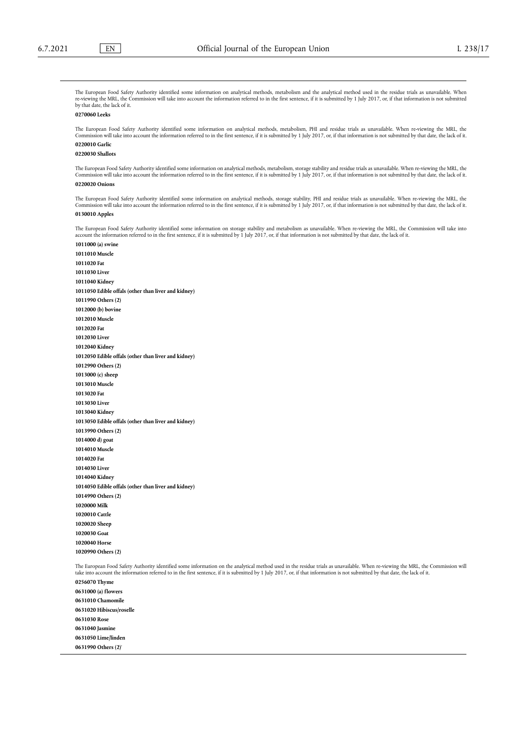The European Food Safety Authority identified some information on analytical methods, metabolism and the analytical method used in the residue trials as unavailable. When re-viewing the MRL, the Commission will take into account the information referred to in the first sentence, if it is submitted by 1 July 2017, or, if that information is not submitted by that date, the lack of it.

**0270060 Leeks**

The European Food Safety Authority identified some information on analytical methods, metabolism, PHI and residue trials as unavailable. When re-viewing the MRL, the Commission will take into account the information referred to in the first sentence, if it is submitted by 1 July 2017, or, if that information is not submitted by that date, the lack of it.

**0220010 Garlic**

**0220030 Shallots**

The European Food Safety Authority identified some information on analytical methods, metabolism, storage stability and residue trials as unavailable. When re-viewing the MRL, the Commission will take into account the information referred to in the first sentence, if it is submitted by 1 July 2017, or, if that information is not submitted by that date, the lack of it.

**0220020 Onions**

The European Food Safety Authority identified some information on analytical methods, storage stability, PHI and residue trials as unavailable. When re-viewing the MRL, the Commission will take into account the information referred to in the first sentence, if it is submitted by 1 July 2017, or, if that information is not submitted by that date, the lack of it.

**0130010 Apples**

The European Food Safety Authority identified some information on storage stability and metabolism as unavailable. When re-viewing the MRL, the Commission will take into account the information referred to in the first sentence, if it is submitted by 1 July 2017, or, if that information is not submitted by that date, the lack of it.

**1011000 (a) swine**

**1011010 Muscle**

**1011020 Fat**

**1011030 Liver**

**1011040 Kidney**

**1011050 Edible offals (other than liver and kidney)**

**1011990 Others (2)**

**1012000 (b) bovine**

**1012010 Muscle**

**1012020 Fat**

**1012030 Liver**

**1012040 Kidney**

**1012050 Edible offals (other than liver and kidney)**

**1012990 Others (2)**

**1013000 (c) sheep**

**1013010 Muscle**

**1013020 Fat**

**1013030 Liver**

**1013040 Kidney**

**1013050 Edible offals (other than liver and kidney)**

**1013990 Others (2)**

**1014000 d) goat**

**1014010 Muscle**

**1014020 Fat**

**1014030 Liver**

**1014040 Kidney**

**1014050 Edible offals (other than liver and kidney)**

**1014990 Others (2)**

**1020000 Milk**

**1020010 Cattle**

**1020020 Sheep**

**1020030 Goat**

**1020040 Horse**

**1020990 Others (2)**

The European Food Safety Authority identified some information on the analytical method used in the residue trials as unavailable. When re-viewing the MRL, the Commission will take into account the information referred to in the first sentence, if it is submitted by 1 July 2017, or, if that information is not submitted by that date, the lack of it.

**0256070 Thyme**

**0631000 (a) flowers**

**0631010 Chamomile**

**0631020 Hibiscus/roselle**

**0631030 Rose**

**0631040 Jasmine**

**0631050 Lime/linden**

**0631990 Others (2)**'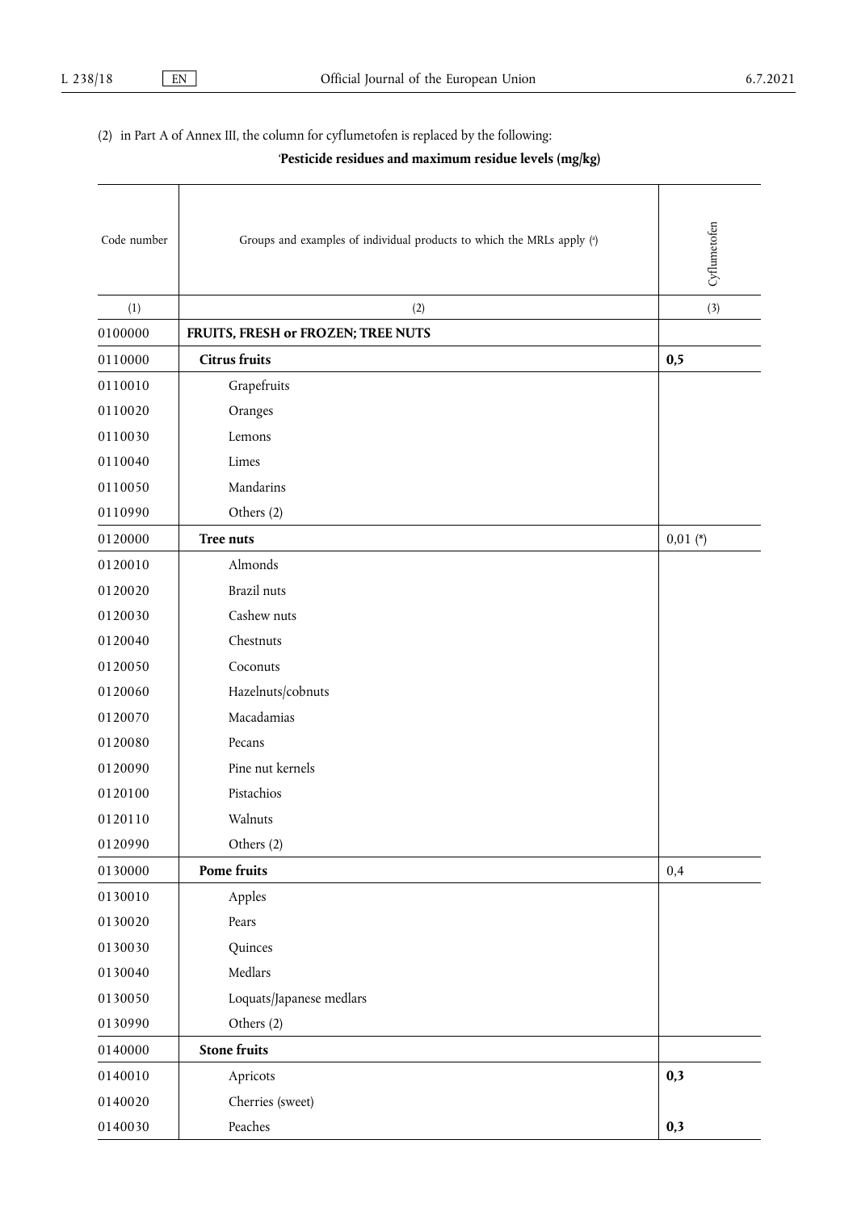(2) in Part A of Annex III, the column for cyflumetofen is replaced by the following:

'**Pesticide residues and maximum residue levels (mg/kg)**

| Code number | Groups and examples of individual products to which the MRLs apply ([a]) | Cyflumetofen |
|---|---|---|
| (1) | (2) | (3) |
| 0100000 | **FRUITS, FRESH or FROZEN; TREE NUTS** | |
| 0110000 | **Citrus fruits** | **0,5** |
| 0110010 | Grapefruits | |
| 0110020 | Oranges | |
| 0110030 | Lemons | |
| 0110040 | Limes | |
| 0110050 | Mandarins | |
| 0110990 | Others (2) | |
| 0120000 | **Tree nuts** | 0,01 (*) |
| 0120010 | Almonds | |
| 0120020 | Brazil nuts | |
| 0120030 | Cashew nuts | |
| 0120040 | Chestnuts | |
| 0120050 | Coconuts | |
| 0120060 | Hazelnuts/cobnuts | |
| 0120070 | Macadamias | |
| 0120080 | Pecans | |
| 0120090 | Pine nut kernels | |
| 0120100 | Pistachios | |
| 0120110 | Walnuts | |
| 0120990 | Others (2) | |
| 0130000 | **Pome fruits** | 0,4 |
| 0130010 | Apples | |
| 0130020 | Pears | |
| 0130030 | Quinces | |
| 0130040 | Medlars | |
| 0130050 | Loquats/Japanese medlars | |
| 0130990 | Others (2) | |
| 0140000 | **Stone fruits** | |
| 0140010 | Apricots | **0,3** |
| 0140020 | Cherries (sweet) | |
| 0140030 | Peaches | **0,3** |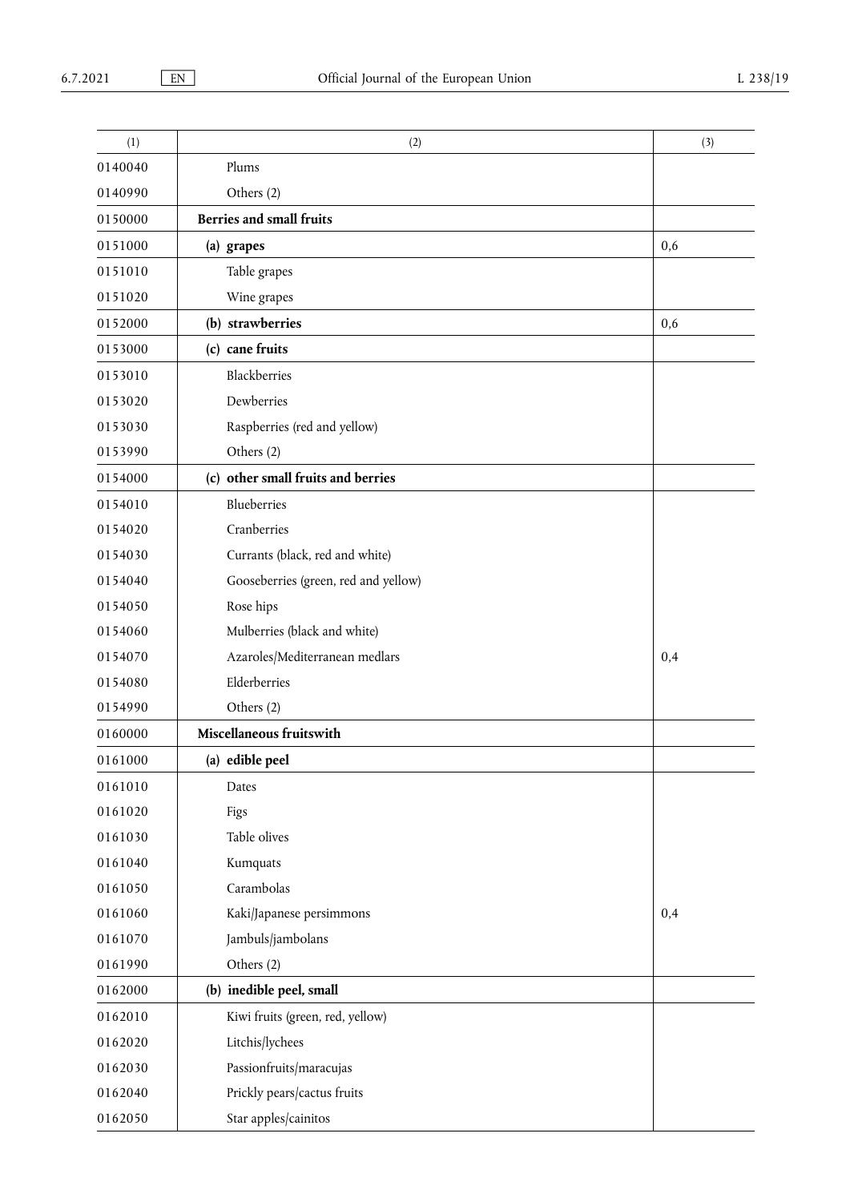| (1) | (2) | (3) |
|---|---|---|
| 0140040 | Plums | |
| 0140990 | Others (2) | |
| 0150000 | **Berries and small fruits** | |
| 0151000 | **(a) grapes** | 0,6 |
| 0151010 | Table grapes | |
| 0151020 | Wine grapes | |
| 0152000 | **(b) strawberries** | 0,6 |
| 0153000 | **(c) cane fruits** | |
| 0153010 | Blackberries | |
| 0153020 | Dewberries | |
| 0153030 | Raspberries (red and yellow) | |
| 0153990 | Others (2) | |
| 0154000 | **(c) other small fruits and berries** | |
| 0154010 | Blueberries | |
| 0154020 | Cranberries | |
| 0154030 | Currants (black, red and white) | |
| 0154040 | Gooseberries (green, red and yellow) | |
| 0154050 | Rose hips | |
| 0154060 | Mulberries (black and white) | |
| 0154070 | Azaroles/Mediterranean medlars | 0,4 |
| 0154080 | Elderberries | |
| 0154990 | Others (2) | |
| 0160000 | **Miscellaneous fruitswith** | |
| 0161000 | **(a) edible peel** | |
| 0161010 | Dates | |
| 0161020 | Figs | |
| 0161030 | Table olives | |
| 0161040 | Kumquats | |
| 0161050 | Carambolas | |
| 0161060 | Kaki/Japanese persimmons | 0,4 |
| 0161070 | Jambuls/jambolans | |
| 0161990 | Others (2) | |
| 0162000 | **(b) inedible peel, small** | |
| 0162010 | Kiwi fruits (green, red, yellow) | |
| 0162020 | Litchis/lychees | |
| 0162030 | Passionfruits/maracujas | |
| 0162040 | Prickly pears/cactus fruits | |
| 0162050 | Star apples/cainitos | |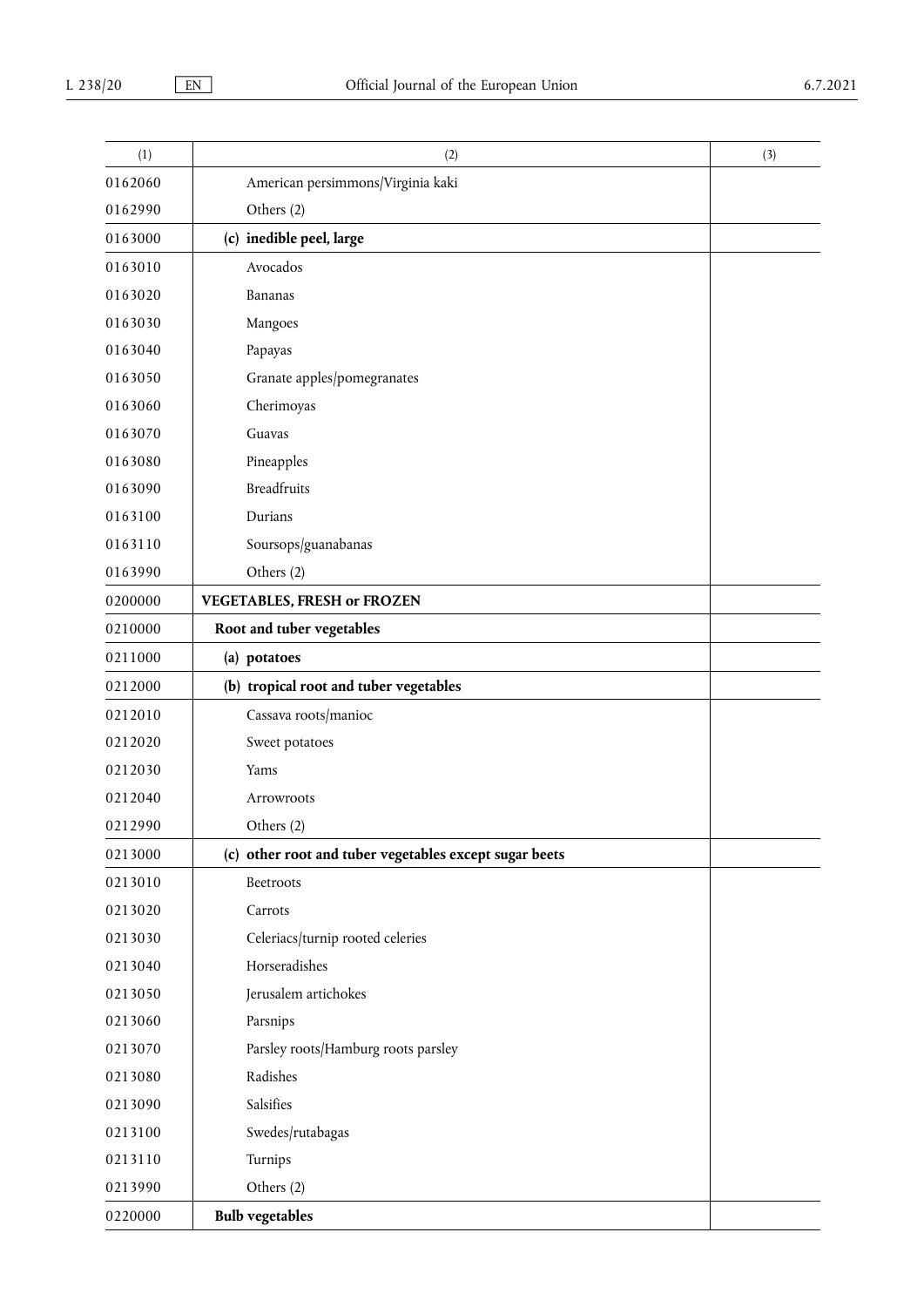| (1) | (2) | (3) |
|---|---|---|
| 0162060 | American persimmons/Virginia kaki | |
| 0162990 | Others (2) | |
| 0163000 | **(c) inedible peel, large** | |
| 0163010 | Avocados | |
| 0163020 | Bananas | |
| 0163030 | Mangoes | |
| 0163040 | Papayas | |
| 0163050 | Granate apples/pomegranates | |
| 0163060 | Cherimoyas | |
| 0163070 | Guavas | |
| 0163080 | Pineapples | |
| 0163090 | Breadfruits | |
| 0163100 | Durians | |
| 0163110 | Soursops/guanabanas | |
| 0163990 | Others (2) | |
| 0200000 | **VEGETABLES, FRESH or FROZEN** | |
| 0210000 | **Root and tuber vegetables** | |
| 0211000 | **(a) potatoes** | |
| 0212000 | **(b) tropical root and tuber vegetables** | |
| 0212010 | Cassava roots/manioc | |
| 0212020 | Sweet potatoes | |
| 0212030 | Yams | |
| 0212040 | Arrowroots | |
| 0212990 | Others (2) | |
| 0213000 | **(c) other root and tuber vegetables except sugar beets** | |
| 0213010 | Beetroots | |
| 0213020 | Carrots | |
| 0213030 | Celeriacs/turnip rooted celeries | |
| 0213040 | Horseradishes | |
| 0213050 | Jerusalem artichokes | |
| 0213060 | Parsnips | |
| 0213070 | Parsley roots/Hamburg roots parsley | |
| 0213080 | Radishes | |
| 0213090 | Salsifies | |
| 0213100 | Swedes/rutabagas | |
| 0213110 | Turnips | |
| 0213990 | Others (2) | |
| 0220000 | **Bulb vegetables** | |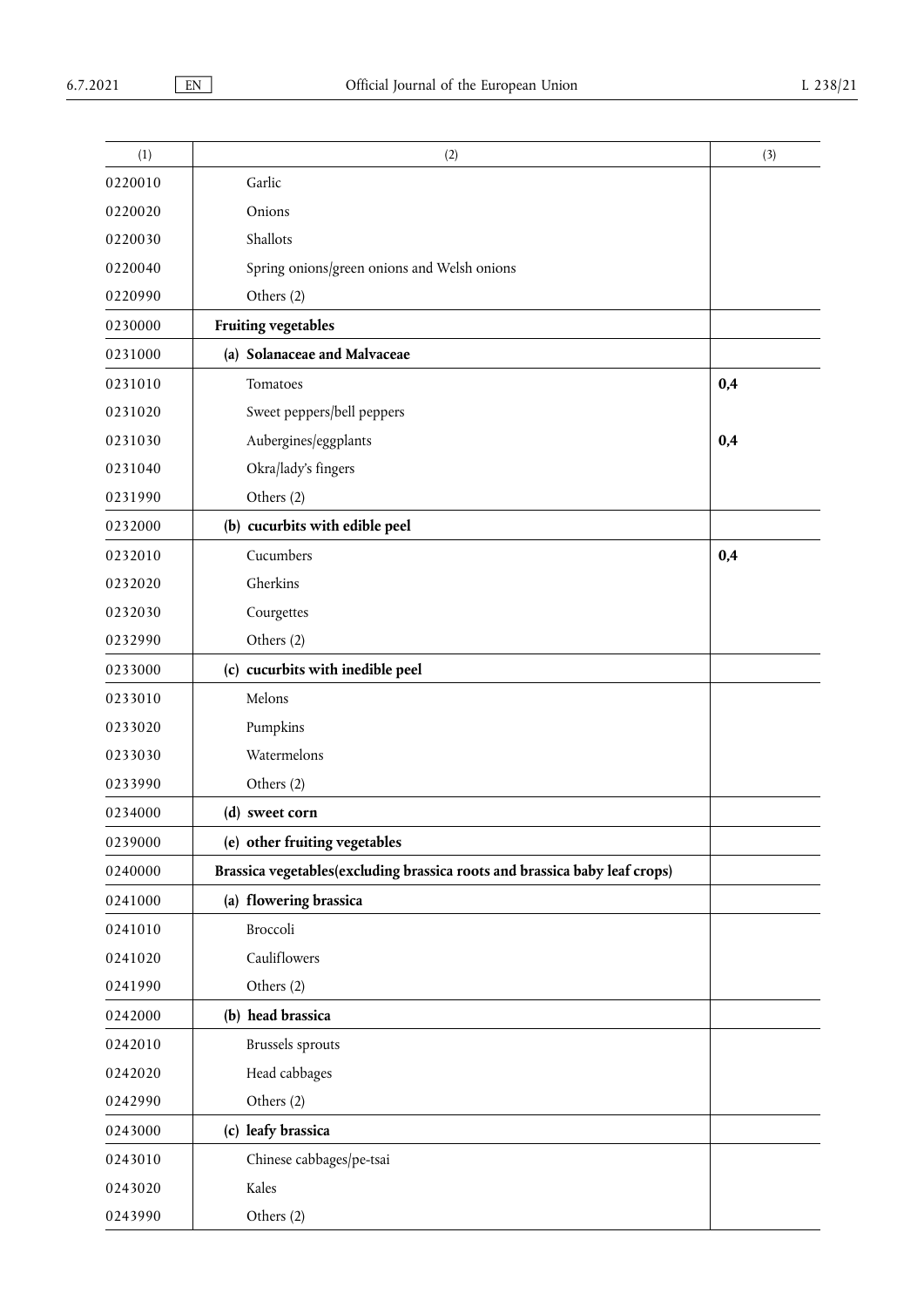| (1) | (2) | (3) |
|---|---|---|
| 0220010 | Garlic | |
| 0220020 | Onions | |
| 0220030 | Shallots | |
| 0220040 | Spring onions/green onions and Welsh onions | |
| 0220990 | Others (2) | |
| 0230000 | **Fruiting vegetables** | |
| 0231000 | **(a) Solanaceae and Malvaceae** | |
| 0231010 | Tomatoes | **0,4** |
| 0231020 | Sweet peppers/bell peppers | |
| 0231030 | Aubergines/eggplants | **0,4** |
| 0231040 | Okra/lady's fingers | |
| 0231990 | Others (2) | |
| 0232000 | **(b) cucurbits with edible peel** | |
| 0232010 | Cucumbers | **0,4** |
| 0232020 | Gherkins | |
| 0232030 | Courgettes | |
| 0232990 | Others (2) | |
| 0233000 | **(c) cucurbits with inedible peel** | |
| 0233010 | Melons | |
| 0233020 | Pumpkins | |
| 0233030 | Watermelons | |
| 0233990 | Others (2) | |
| 0234000 | **(d) sweet corn** | |
| 0239000 | **(e) other fruiting vegetables** | |
| 0240000 | **Brassica vegetables(excluding brassica roots and brassica baby leaf crops)** | |
| 0241000 | **(a) flowering brassica** | |
| 0241010 | Broccoli | |
| 0241020 | Cauliflowers | |
| 0241990 | Others (2) | |
| 0242000 | **(b) head brassica** | |
| 0242010 | Brussels sprouts | |
| 0242020 | Head cabbages | |
| 0242990 | Others (2) | |
| 0243000 | **(c) leafy brassica** | |
| 0243010 | Chinese cabbages/pe-tsai | |
| 0243020 | Kales | |
| 0243990 | Others (2) | |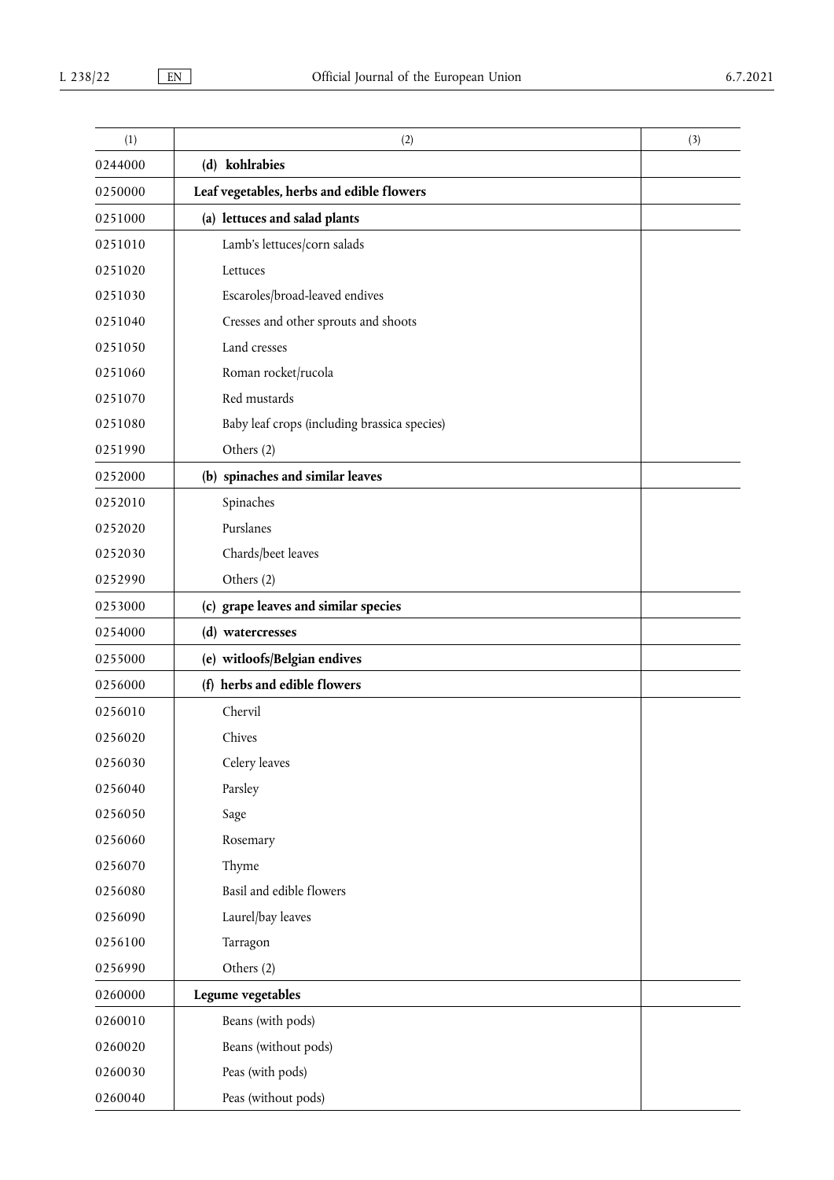| (1) | (2) | (3) |
|---|---|---|
| 0244000 | **(d) kohlrabies** | |
| 0250000 | **Leaf vegetables, herbs and edible flowers** | |
| 0251000 | **(a) lettuces and salad plants** | |
| 0251010 | Lamb's lettuces/corn salads | |
| 0251020 | Lettuces | |
| 0251030 | Escaroles/broad-leaved endives | |
| 0251040 | Cresses and other sprouts and shoots | |
| 0251050 | Land cresses | |
| 0251060 | Roman rocket/rucola | |
| 0251070 | Red mustards | |
| 0251080 | Baby leaf crops (including brassica species) | |
| 0251990 | Others (2) | |
| 0252000 | **(b) spinaches and similar leaves** | |
| 0252010 | Spinaches | |
| 0252020 | Purslanes | |
| 0252030 | Chards/beet leaves | |
| 0252990 | Others (2) | |
| 0253000 | **(c) grape leaves and similar species** | |
| 0254000 | **(d) watercresses** | |
| 0255000 | **(e) witloofs/Belgian endives** | |
| 0256000 | **(f) herbs and edible flowers** | |
| 0256010 | Chervil | |
| 0256020 | Chives | |
| 0256030 | Celery leaves | |
| 0256040 | Parsley | |
| 0256050 | Sage | |
| 0256060 | Rosemary | |
| 0256070 | Thyme | |
| 0256080 | Basil and edible flowers | |
| 0256090 | Laurel/bay leaves | |
| 0256100 | Tarragon | |
| 0256990 | Others (2) | |
| 0260000 | **Legume vegetables** | |
| 0260010 | Beans (with pods) | |
| 0260020 | Beans (without pods) | |
| 0260030 | Peas (with pods) | |
| 0260040 | Peas (without pods) | |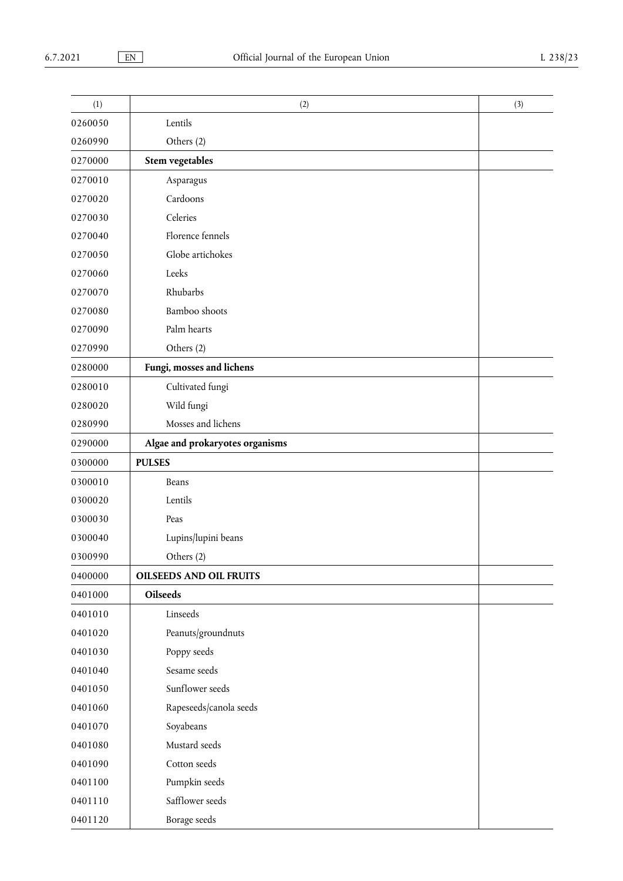| (1) | (2) | (3) |
|---|---|---|
| 0260050 | Lentils | |
| 0260990 | Others (2) | |
| 0270000 | **Stem vegetables** | |
| 0270010 | Asparagus | |
| 0270020 | Cardoons | |
| 0270030 | Celeries | |
| 0270040 | Florence fennels | |
| 0270050 | Globe artichokes | |
| 0270060 | Leeks | |
| 0270070 | Rhubarbs | |
| 0270080 | Bamboo shoots | |
| 0270090 | Palm hearts | |
| 0270990 | Others (2) | |
| 0280000 | **Fungi, mosses and lichens** | |
| 0280010 | Cultivated fungi | |
| 0280020 | Wild fungi | |
| 0280990 | Mosses and lichens | |
| 0290000 | **Algae and prokaryotes organisms** | |
| 0300000 | **PULSES** | |
| 0300010 | Beans | |
| 0300020 | Lentils | |
| 0300030 | Peas | |
| 0300040 | Lupins/lupini beans | |
| 0300990 | Others (2) | |
| 0400000 | **OILSEEDS AND OIL FRUITS** | |
| 0401000 | **Oilseeds** | |
| 0401010 | Linseeds | |
| 0401020 | Peanuts/groundnuts | |
| 0401030 | Poppy seeds | |
| 0401040 | Sesame seeds | |
| 0401050 | Sunflower seeds | |
| 0401060 | Rapeseeds/canola seeds | |
| 0401070 | Soyabeans | |
| 0401080 | Mustard seeds | |
| 0401090 | Cotton seeds | |
| 0401100 | Pumpkin seeds | |
| 0401110 | Safflower seeds | |
| 0401120 | Borage seeds | |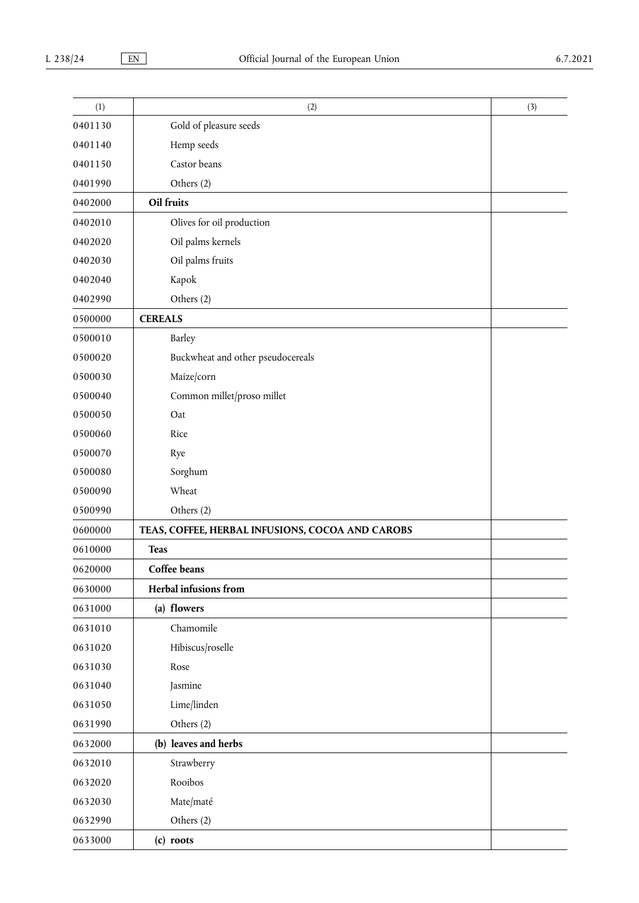| (1) | (2) | (3) |
|---|---|---|
| 0401130 | Gold of pleasure seeds | |
| 0401140 | Hemp seeds | |
| 0401150 | Castor beans | |
| 0401990 | Others (2) | |
| 0402000 | **Oil fruits** | |
| 0402010 | Olives for oil production | |
| 0402020 | Oil palms kernels | |
| 0402030 | Oil palms fruits | |
| 0402040 | Kapok | |
| 0402990 | Others (2) | |
| 0500000 | **CEREALS** | |
| 0500010 | Barley | |
| 0500020 | Buckwheat and other pseudocereals | |
| 0500030 | Maize/corn | |
| 0500040 | Common millet/proso millet | |
| 0500050 | Oat | |
| 0500060 | Rice | |
| 0500070 | Rye | |
| 0500080 | Sorghum | |
| 0500090 | Wheat | |
| 0500990 | Others (2) | |
| 0600000 | **TEAS, COFFEE, HERBAL INFUSIONS, COCOA AND CAROBS** | |
| 0610000 | **Teas** | |
| 0620000 | **Coffee beans** | |
| 0630000 | **Herbal infusions from** | |
| 0631000 | **(a) flowers** | |
| 0631010 | Chamomile | |
| 0631020 | Hibiscus/roselle | |
| 0631030 | Rose | |
| 0631040 | Jasmine | |
| 0631050 | Lime/linden | |
| 0631990 | Others (2) | |
| 0632000 | **(b) leaves and herbs** | |
| 0632010 | Strawberry | |
| 0632020 | Rooibos | |
| 0632030 | Mate/maté | |
| 0632990 | Others (2) | |
| 0633000 | **(c) roots** | |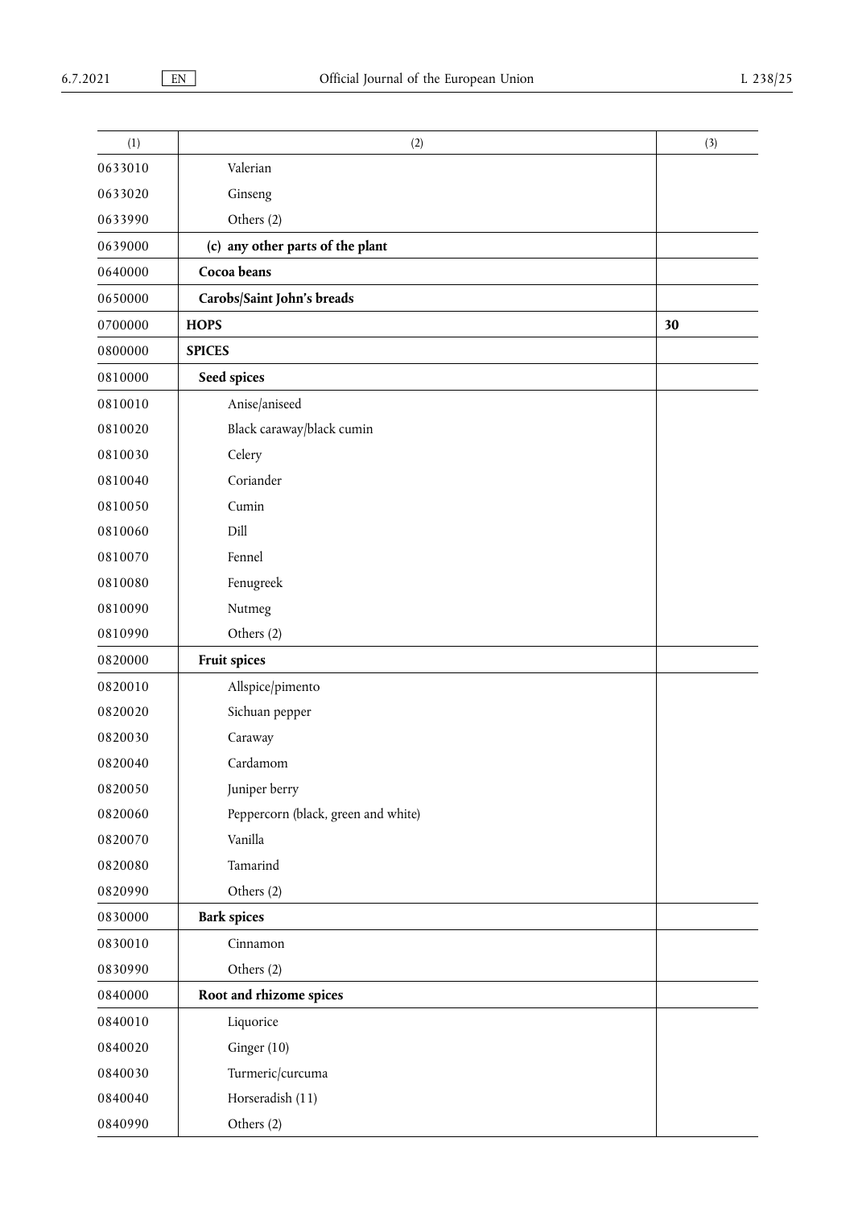| (1) | (2) | (3) |
|---|---|---|
| 0633010 | Valerian | |
| 0633020 | Ginseng | |
| 0633990 | Others (2) | |
| 0639000 | **(c) any other parts of the plant** | |
| 0640000 | **Cocoa beans** | |
| 0650000 | **Carobs/Saint John's breads** | |
| 0700000 | **HOPS** | **30** |
| 0800000 | **SPICES** | |
| 0810000 | **Seed spices** | |
| 0810010 | Anise/aniseed | |
| 0810020 | Black caraway/black cumin | |
| 0810030 | Celery | |
| 0810040 | Coriander | |
| 0810050 | Cumin | |
| 0810060 | Dill | |
| 0810070 | Fennel | |
| 0810080 | Fenugreek | |
| 0810090 | Nutmeg | |
| 0810990 | Others (2) | |
| 0820000 | **Fruit spices** | |
| 0820010 | Allspice/pimento | |
| 0820020 | Sichuan pepper | |
| 0820030 | Caraway | |
| 0820040 | Cardamom | |
| 0820050 | Juniper berry | |
| 0820060 | Peppercorn (black, green and white) | |
| 0820070 | Vanilla | |
| 0820080 | Tamarind | |
| 0820990 | Others (2) | |
| 0830000 | **Bark spices** | |
| 0830010 | Cinnamon | |
| 0830990 | Others (2) | |
| 0840000 | **Root and rhizome spices** | |
| 0840010 | Liquorice | |
| 0840020 | Ginger (10) | |
| 0840030 | Turmeric/curcuma | |
| 0840040 | Horseradish (11) | |
| 0840990 | Others (2) | |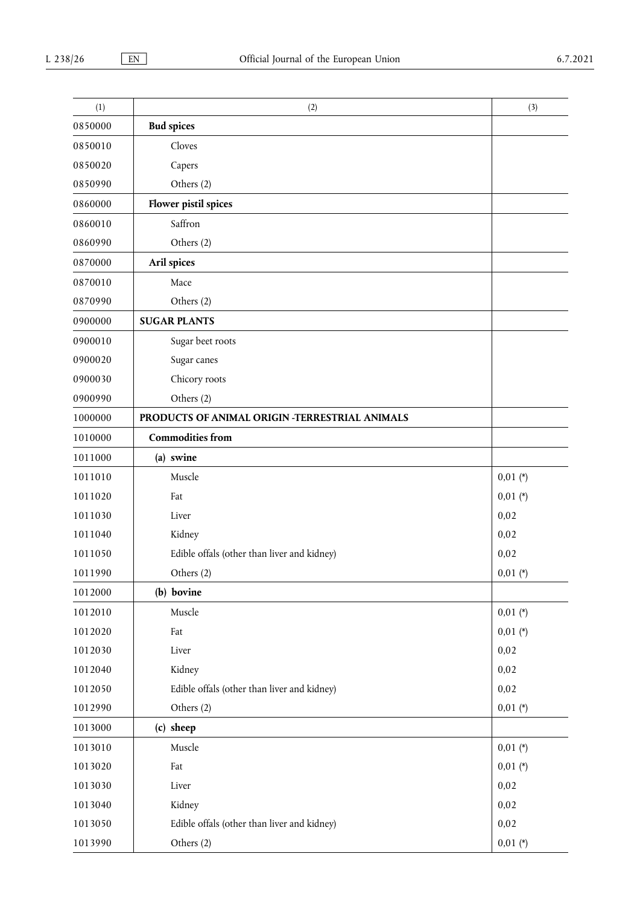| (1) | (2) | (3) |
|---|---|---|
| 0850000 | **Bud spices** | |
| 0850010 | Cloves | |
| 0850020 | Capers | |
| 0850990 | Others (2) | |
| 0860000 | **Flower pistil spices** | |
| 0860010 | Saffron | |
| 0860990 | Others (2) | |
| 0870000 | **Aril spices** | |
| 0870010 | Mace | |
| 0870990 | Others (2) | |
| 0900000 | **SUGAR PLANTS** | |
| 0900010 | Sugar beet roots | |
| 0900020 | Sugar canes | |
| 0900030 | Chicory roots | |
| 0900990 | Others (2) | |
| 1000000 | **PRODUCTS OF ANIMAL ORIGIN -TERRESTRIAL ANIMALS** | |
| 1010000 | **Commodities from** | |
| 1011000 | **(a) swine** | |
| 1011010 | Muscle | 0,01 (*) |
| 1011020 | Fat | 0,01 (*) |
| 1011030 | Liver | 0,02 |
| 1011040 | Kidney | 0,02 |
| 1011050 | Edible offals (other than liver and kidney) | 0,02 |
| 1011990 | Others (2) | 0,01 (*) |
| 1012000 | **(b) bovine** | |
| 1012010 | Muscle | 0,01 (*) |
| 1012020 | Fat | 0,01 (*) |
| 1012030 | Liver | 0,02 |
| 1012040 | Kidney | 0,02 |
| 1012050 | Edible offals (other than liver and kidney) | 0,02 |
| 1012990 | Others (2) | 0,01 (*) |
| 1013000 | **(c) sheep** | |
| 1013010 | Muscle | 0,01 (*) |
| 1013020 | Fat | 0,01 (*) |
| 1013030 | Liver | 0,02 |
| 1013040 | Kidney | 0,02 |
| 1013050 | Edible offals (other than liver and kidney) | 0,02 |
| 1013990 | Others (2) | 0,01 (*) |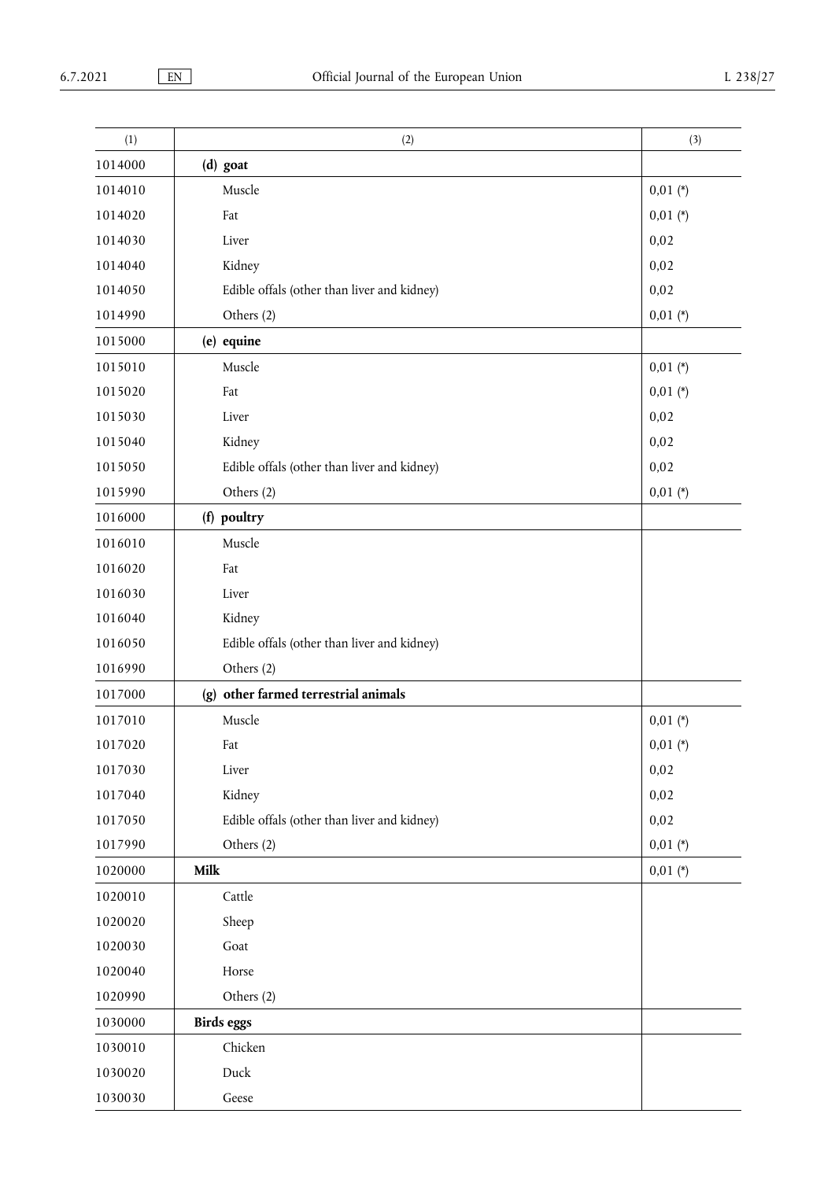| (1) | (2) | (3) |
|---|---|---|
| 1014000 | **(d) goat** | |
| 1014010 | Muscle | 0,01 (*) |
| 1014020 | Fat | 0,01 (*) |
| 1014030 | Liver | 0,02 |
| 1014040 | Kidney | 0,02 |
| 1014050 | Edible offals (other than liver and kidney) | 0,02 |
| 1014990 | Others (2) | 0,01 (*) |
| 1015000 | **(e) equine** | |
| 1015010 | Muscle | 0,01 (*) |
| 1015020 | Fat | 0,01 (*) |
| 1015030 | Liver | 0,02 |
| 1015040 | Kidney | 0,02 |
| 1015050 | Edible offals (other than liver and kidney) | 0,02 |
| 1015990 | Others (2) | 0,01 (*) |
| 1016000 | **(f) poultry** | |
| 1016010 | Muscle | |
| 1016020 | Fat | |
| 1016030 | Liver | |
| 1016040 | Kidney | |
| 1016050 | Edible offals (other than liver and kidney) | |
| 1016990 | Others (2) | |
| 1017000 | **(g) other farmed terrestrial animals** | |
| 1017010 | Muscle | 0,01 (*) |
| 1017020 | Fat | 0,01 (*) |
| 1017030 | Liver | 0,02 |
| 1017040 | Kidney | 0,02 |
| 1017050 | Edible offals (other than liver and kidney) | 0,02 |
| 1017990 | Others (2) | 0,01 (*) |
| 1020000 | **Milk** | 0,01 (*) |
| 1020010 | Cattle | |
| 1020020 | Sheep | |
| 1020030 | Goat | |
| 1020040 | Horse | |
| 1020990 | Others (2) | |
| 1030000 | **Birds eggs** | |
| 1030010 | Chicken | |
| 1030020 | Duck | |
| 1030030 | Geese | |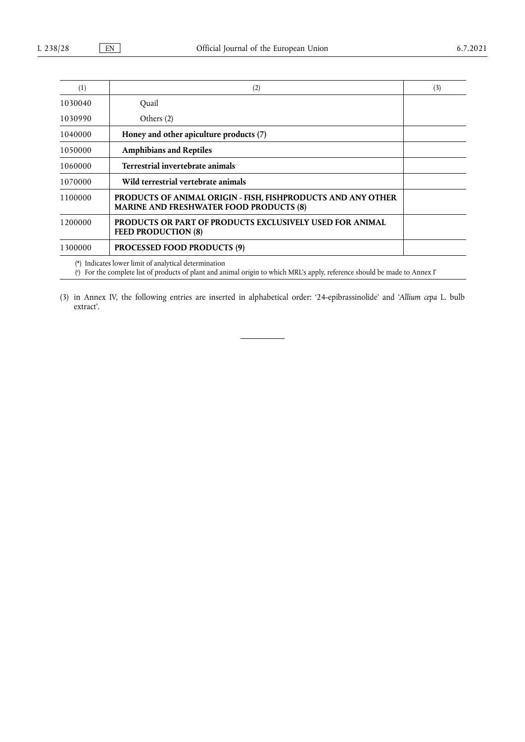| (1) | (2) | (3) |
|---|---|---|
| 1030040 | Quail | |
| 1030990 | Others (2) | |
| 1040000 | **Honey and other apiculture products (7)** | |
| 1050000 | **Amphibians and Reptiles** | |
| 1060000 | **Terrestrial invertebrate animals** | |
| 1070000 | **Wild terrestrial vertebrate animals** | |
| 1100000 | **PRODUCTS OF ANIMAL ORIGIN - FISH, FISHPRODUCTS AND ANY OTHER MARINE AND FRESHWATER FOOD PRODUCTS (8)** | |
| 1200000 | **PRODUCTS OR PART OF PRODUCTS EXCLUSIVELY USED FOR ANIMAL FEED PRODUCTION (8)** | |
| 1300000 | **PROCESSED FOOD PRODUCTS (9)** | |

(*) Indicates lower limit of analytical determination

([1]) For the complete list of products of plant and animal origin to which MRL's apply, reference should be made to Annex I'

(3) in Annex IV, the following entries are inserted in alphabetical order: '24-epibrassinolide' and '*Allium cepa* L. bulb extract'.